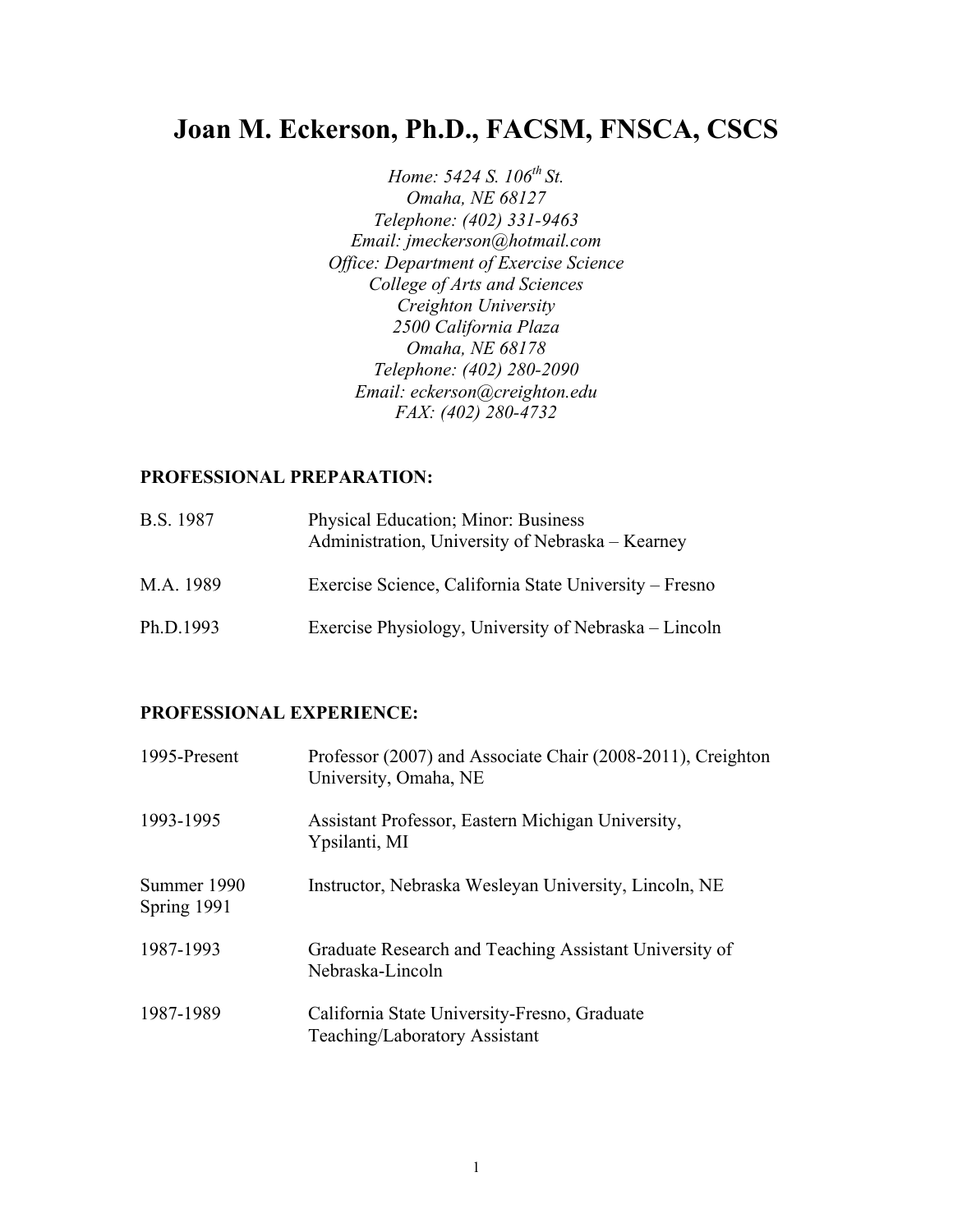# Joan M. Eckerson, Ph.D., FACSM, FNSCA, CSCS

*Home: 5424 S. 106th St.*
*Omaha, NE 68127*
*Telephone: (402) 331-9463*
*Email: jmeckerson@hotmail.com*
*Office: Department of Exercise Science*
*College of Arts and Sciences*
*Creighton University*
*2500 California Plaza*
*Omaha, NE 68178*
*Telephone: (402) 280-2090*
*Email: eckerson@creighton.edu*
*FAX: (402) 280-4732*

## PROFESSIONAL PREPARATION:

| | |
|---|---|
| B.S. 1987 | Physical Education; Minor: Business Administration, University of Nebraska – Kearney |
| M.A. 1989 | Exercise Science, California State University – Fresno |
| Ph.D.1993 | Exercise Physiology, University of Nebraska – Lincoln |

## PROFESSIONAL EXPERIENCE:

| | |
|---|---|
| 1995-Present | Professor (2007) and Associate Chair (2008-2011), Creighton University, Omaha, NE |
| 1993-1995 | Assistant Professor, Eastern Michigan University, Ypsilanti, MI |
| Summer 1990 Spring 1991 | Instructor, Nebraska Wesleyan University, Lincoln, NE |
| 1987-1993 | Graduate Research and Teaching Assistant University of Nebraska-Lincoln |
| 1987-1989 | California State University-Fresno, Graduate Teaching/Laboratory Assistant |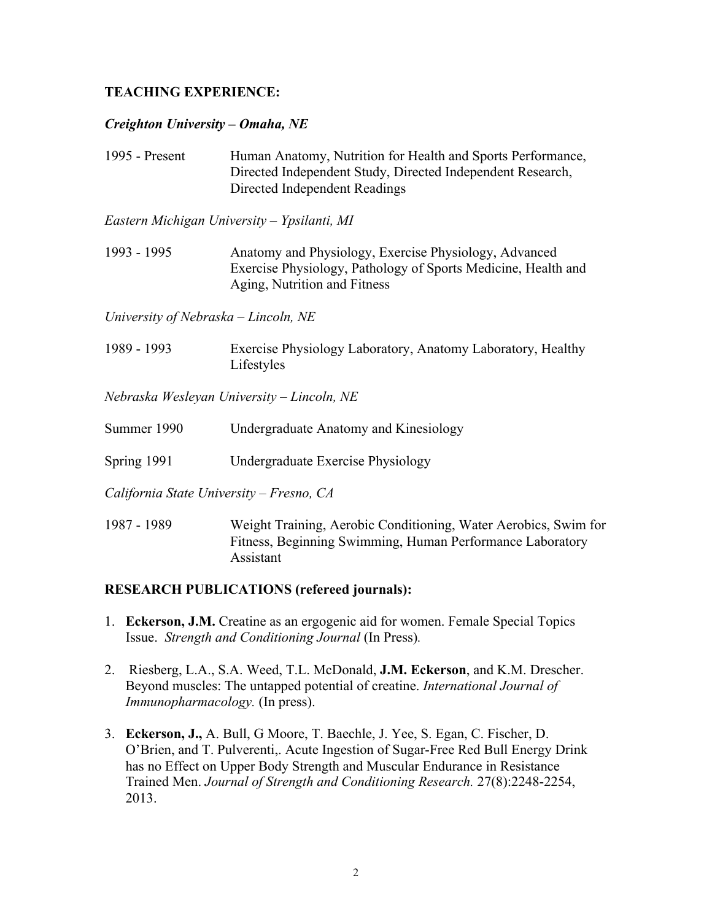## TEACHING EXPERIENCE:

***Creighton University – Omaha, NE***

1995 - Present Human Anatomy, Nutrition for Health and Sports Performance, Directed Independent Study, Directed Independent Research, Directed Independent Readings

*Eastern Michigan University – Ypsilanti, MI*

1993 - 1995 Anatomy and Physiology, Exercise Physiology, Advanced Exercise Physiology, Pathology of Sports Medicine, Health and Aging, Nutrition and Fitness

*University of Nebraska – Lincoln, NE*

1989 - 1993 Exercise Physiology Laboratory, Anatomy Laboratory, Healthy Lifestyles

*Nebraska Wesleyan University – Lincoln, NE*

Summer 1990 Undergraduate Anatomy and Kinesiology

Spring 1991 Undergraduate Exercise Physiology

*California State University – Fresno, CA*

1987 - 1989 Weight Training, Aerobic Conditioning, Water Aerobics, Swim for Fitness, Beginning Swimming, Human Performance Laboratory Assistant

## RESEARCH PUBLICATIONS (refereed journals):

1. **Eckerson, J.M.** Creatine as an ergogenic aid for women. Female Special Topics Issue. *Strength and Conditioning Journal* (In Press).

2. Riesberg, L.A., S.A. Weed, T.L. McDonald, **J.M. Eckerson**, and K.M. Drescher. Beyond muscles: The untapped potential of creatine. *International Journal of Immunopharmacology.* (In press).

3. **Eckerson, J.,** A. Bull, G Moore, T. Baechle, J. Yee, S. Egan, C. Fischer, D. O'Brien, and T. Pulverenti,. Acute Ingestion of Sugar-Free Red Bull Energy Drink has no Effect on Upper Body Strength and Muscular Endurance in Resistance Trained Men. *Journal of Strength and Conditioning Research.* 27(8):2248-2254, 2013.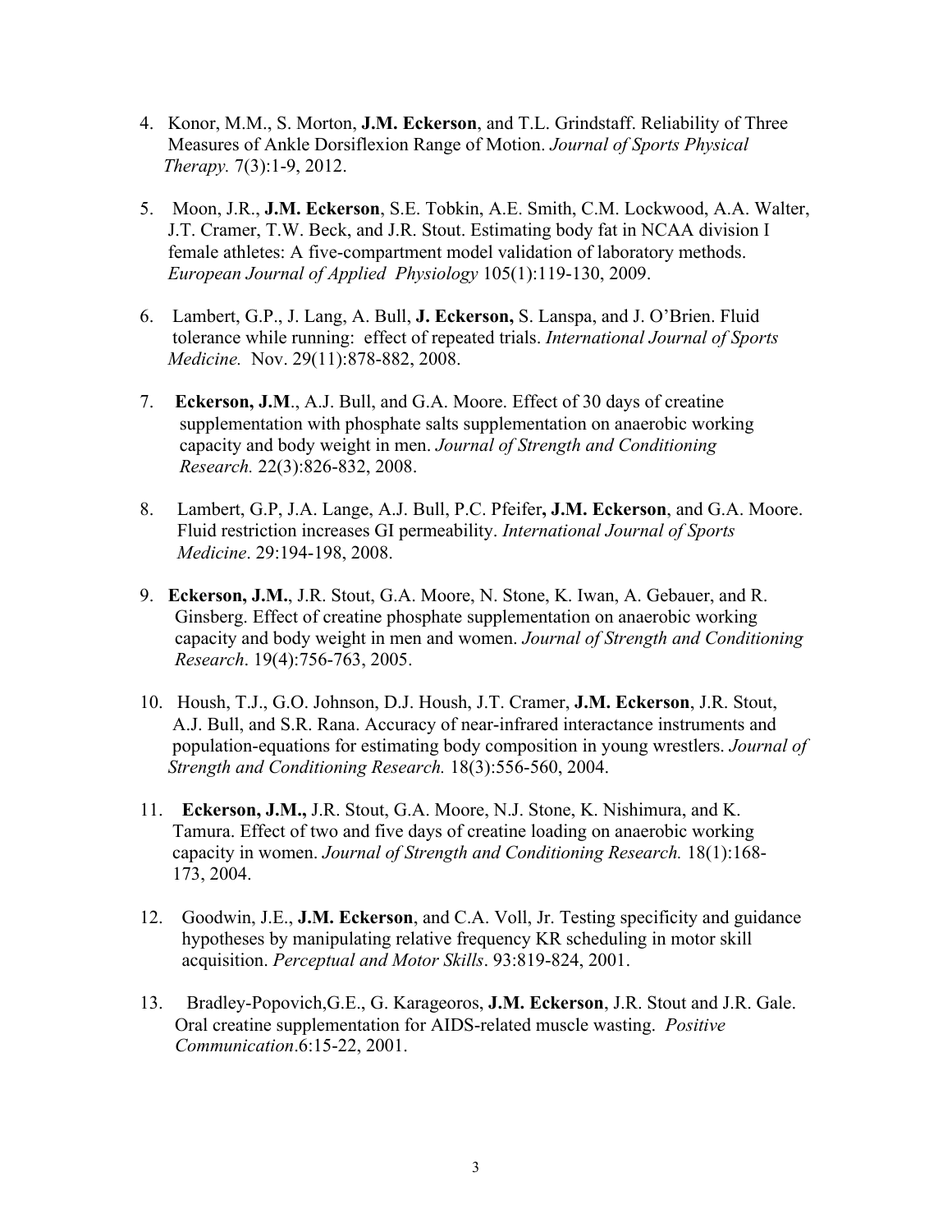4. Konor, M.M., S. Morton, **J.M. Eckerson**, and T.L. Grindstaff. Reliability of Three Measures of Ankle Dorsiflexion Range of Motion. *Journal of Sports Physical Therapy.* 7(3):1-9, 2012.

5. Moon, J.R., **J.M. Eckerson**, S.E. Tobkin, A.E. Smith, C.M. Lockwood, A.A. Walter, J.T. Cramer, T.W. Beck, and J.R. Stout. Estimating body fat in NCAA division I female athletes: A five-compartment model validation of laboratory methods. *European Journal of Applied Physiology* 105(1):119-130, 2009.

6. Lambert, G.P., J. Lang, A. Bull, **J. Eckerson,** S. Lanspa, and J. O'Brien. Fluid tolerance while running: effect of repeated trials. *International Journal of Sports Medicine.* Nov. 29(11):878-882, 2008.

7. **Eckerson, J.M**., A.J. Bull, and G.A. Moore. Effect of 30 days of creatine supplementation with phosphate salts supplementation on anaerobic working capacity and body weight in men. *Journal of Strength and Conditioning Research.* 22(3):826-832, 2008.

8. Lambert, G.P, J.A. Lange, A.J. Bull, P.C. Pfeifer**, J.M. Eckerson**, and G.A. Moore. Fluid restriction increases GI permeability. *International Journal of Sports Medicine*. 29:194-198, 2008.

9. **Eckerson, J.M.**, J.R. Stout, G.A. Moore, N. Stone, K. Iwan, A. Gebauer, and R. Ginsberg. Effect of creatine phosphate supplementation on anaerobic working capacity and body weight in men and women. *Journal of Strength and Conditioning Research*. 19(4):756-763, 2005.

10. Housh, T.J., G.O. Johnson, D.J. Housh, J.T. Cramer, **J.M. Eckerson**, J.R. Stout, A.J. Bull, and S.R. Rana. Accuracy of near-infrared interactance instruments and population-equations for estimating body composition in young wrestlers. *Journal of Strength and Conditioning Research.* 18(3):556-560, 2004.

11. **Eckerson, J.M.,** J.R. Stout, G.A. Moore, N.J. Stone, K. Nishimura, and K. Tamura. Effect of two and five days of creatine loading on anaerobic working capacity in women. *Journal of Strength and Conditioning Research.* 18(1):168-173, 2004.

12. Goodwin, J.E., **J.M. Eckerson**, and C.A. Voll, Jr. Testing specificity and guidance hypotheses by manipulating relative frequency KR scheduling in motor skill acquisition. *Perceptual and Motor Skills*. 93:819-824, 2001.

13. Bradley-Popovich,G.E., G. Karageoros, **J.M. Eckerson**, J.R. Stout and J.R. Gale. Oral creatine supplementation for AIDS-related muscle wasting. *Positive Communication*.6:15-22, 2001.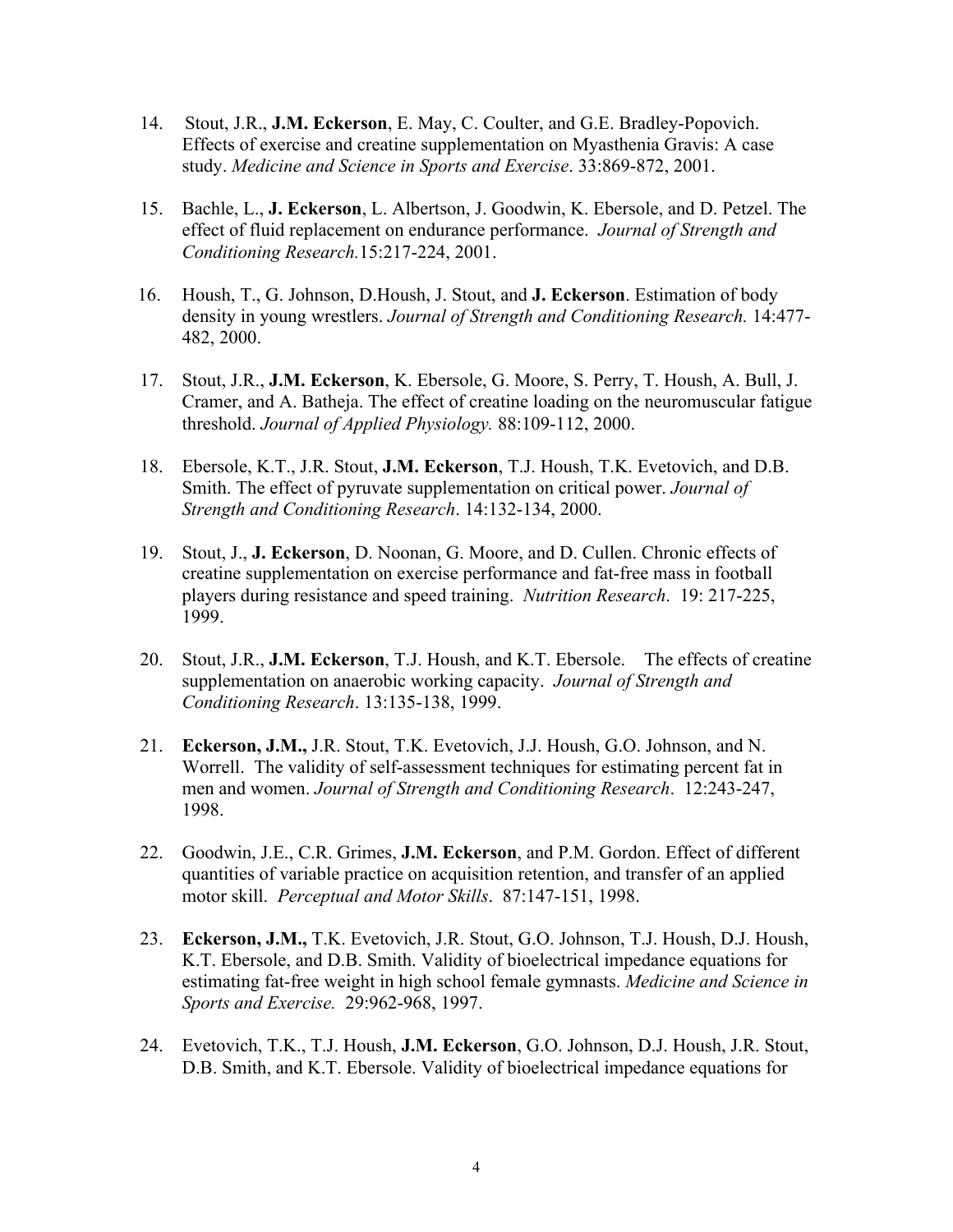14. Stout, J.R., **J.M. Eckerson**, E. May, C. Coulter, and G.E. Bradley-Popovich. Effects of exercise and creatine supplementation on Myasthenia Gravis: A case study. *Medicine and Science in Sports and Exercise*. 33:869-872, 2001.

15. Bachle, L., **J. Eckerson**, L. Albertson, J. Goodwin, K. Ebersole, and D. Petzel. The effect of fluid replacement on endurance performance. *Journal of Strength and Conditioning Research.*15:217-224, 2001.

16. Housh, T., G. Johnson, D.Housh, J. Stout, and **J. Eckerson**. Estimation of body density in young wrestlers. *Journal of Strength and Conditioning Research.* 14:477-482, 2000.

17. Stout, J.R., **J.M. Eckerson**, K. Ebersole, G. Moore, S. Perry, T. Housh, A. Bull, J. Cramer, and A. Batheja. The effect of creatine loading on the neuromuscular fatigue threshold. *Journal of Applied Physiology.* 88:109-112, 2000.

18. Ebersole, K.T., J.R. Stout, **J.M. Eckerson**, T.J. Housh, T.K. Evetovich, and D.B. Smith. The effect of pyruvate supplementation on critical power. *Journal of Strength and Conditioning Research*. 14:132-134, 2000.

19. Stout, J., **J. Eckerson**, D. Noonan, G. Moore, and D. Cullen. Chronic effects of creatine supplementation on exercise performance and fat-free mass in football players during resistance and speed training. *Nutrition Research*. 19: 217-225, 1999.

20. Stout, J.R., **J.M. Eckerson**, T.J. Housh, and K.T. Ebersole. The effects of creatine supplementation on anaerobic working capacity. *Journal of Strength and Conditioning Research*. 13:135-138, 1999.

21. **Eckerson, J.M.,** J.R. Stout, T.K. Evetovich, J.J. Housh, G.O. Johnson, and N. Worrell. The validity of self-assessment techniques for estimating percent fat in men and women. *Journal of Strength and Conditioning Research*. 12:243-247, 1998.

22. Goodwin, J.E., C.R. Grimes, **J.M. Eckerson**, and P.M. Gordon. Effect of different quantities of variable practice on acquisition retention, and transfer of an applied motor skill. *Perceptual and Motor Skills*. 87:147-151, 1998.

23. **Eckerson, J.M.,** T.K. Evetovich, J.R. Stout, G.O. Johnson, T.J. Housh, D.J. Housh, K.T. Ebersole, and D.B. Smith. Validity of bioelectrical impedance equations for estimating fat-free weight in high school female gymnasts. *Medicine and Science in Sports and Exercise.* 29:962-968, 1997.

24. Evetovich, T.K., T.J. Housh, **J.M. Eckerson**, G.O. Johnson, D.J. Housh, J.R. Stout, D.B. Smith, and K.T. Ebersole. Validity of bioelectrical impedance equations for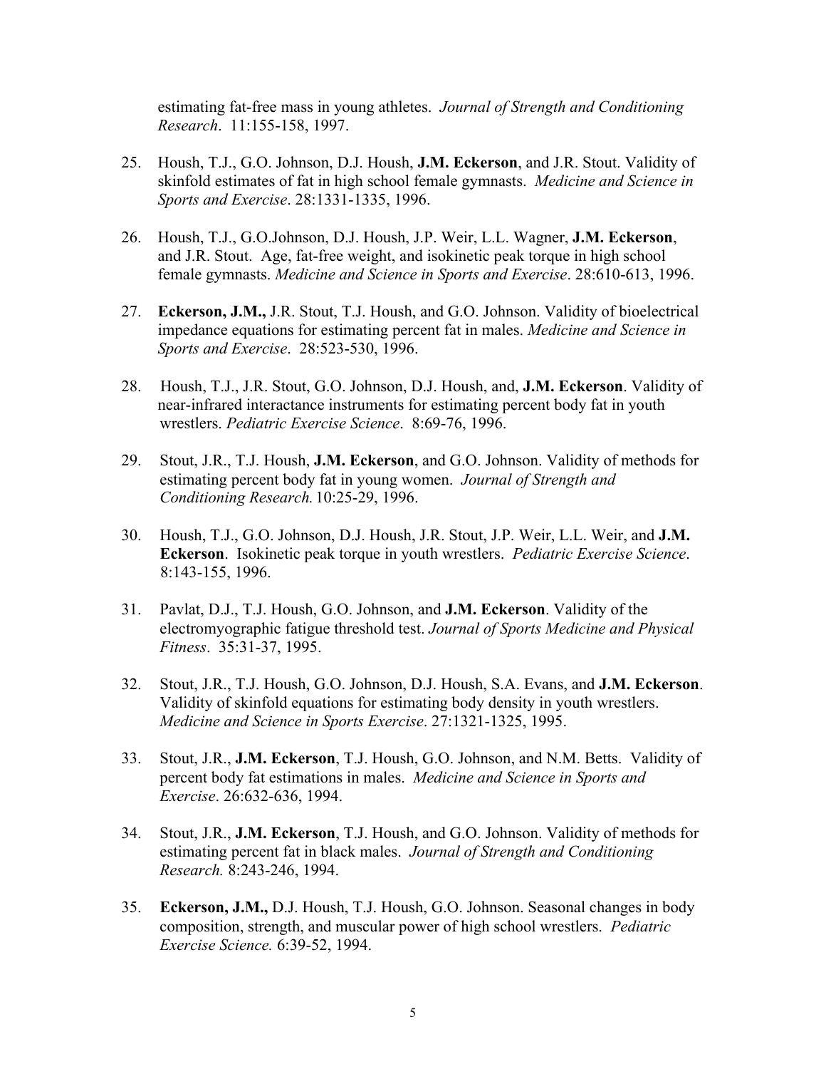estimating fat-free mass in young athletes. *Journal of Strength and Conditioning Research*. 11:155-158, 1997.

25. Housh, T.J., G.O. Johnson, D.J. Housh, **J.M. Eckerson**, and J.R. Stout. Validity of skinfold estimates of fat in high school female gymnasts. *Medicine and Science in Sports and Exercise*. 28:1331-1335, 1996.

26. Housh, T.J., G.O.Johnson, D.J. Housh, J.P. Weir, L.L. Wagner, **J.M. Eckerson**, and J.R. Stout. Age, fat-free weight, and isokinetic peak torque in high school female gymnasts. *Medicine and Science in Sports and Exercise*. 28:610-613, 1996.

27. **Eckerson, J.M.,** J.R. Stout, T.J. Housh, and G.O. Johnson. Validity of bioelectrical impedance equations for estimating percent fat in males. *Medicine and Science in Sports and Exercise*. 28:523-530, 1996.

28. Housh, T.J., J.R. Stout, G.O. Johnson, D.J. Housh, and, **J.M. Eckerson**. Validity of near-infrared interactance instruments for estimating percent body fat in youth wrestlers. *Pediatric Exercise Science*. 8:69-76, 1996.

29. Stout, J.R., T.J. Housh, **J.M. Eckerson**, and G.O. Johnson. Validity of methods for estimating percent body fat in young women. *Journal of Strength and Conditioning Research.* 10:25-29, 1996.

30. Housh, T.J., G.O. Johnson, D.J. Housh, J.R. Stout, J.P. Weir, L.L. Weir, and **J.M. Eckerson**. Isokinetic peak torque in youth wrestlers. *Pediatric Exercise Science*. 8:143-155, 1996.

31. Pavlat, D.J., T.J. Housh, G.O. Johnson, and **J.M. Eckerson**. Validity of the electromyographic fatigue threshold test. *Journal of Sports Medicine and Physical Fitness*. 35:31-37, 1995.

32. Stout, J.R., T.J. Housh, G.O. Johnson, D.J. Housh, S.A. Evans, and **J.M. Eckerson**. Validity of skinfold equations for estimating body density in youth wrestlers. *Medicine and Science in Sports Exercise*. 27:1321-1325, 1995.

33. Stout, J.R., **J.M. Eckerson**, T.J. Housh, G.O. Johnson, and N.M. Betts. Validity of percent body fat estimations in males. *Medicine and Science in Sports and Exercise*. 26:632-636, 1994.

34. Stout, J.R., **J.M. Eckerson**, T.J. Housh, and G.O. Johnson. Validity of methods for estimating percent fat in black males. *Journal of Strength and Conditioning Research.* 8:243-246, 1994.

35. **Eckerson, J.M.,** D.J. Housh, T.J. Housh, G.O. Johnson. Seasonal changes in body composition, strength, and muscular power of high school wrestlers. *Pediatric Exercise Science.* 6:39-52, 1994.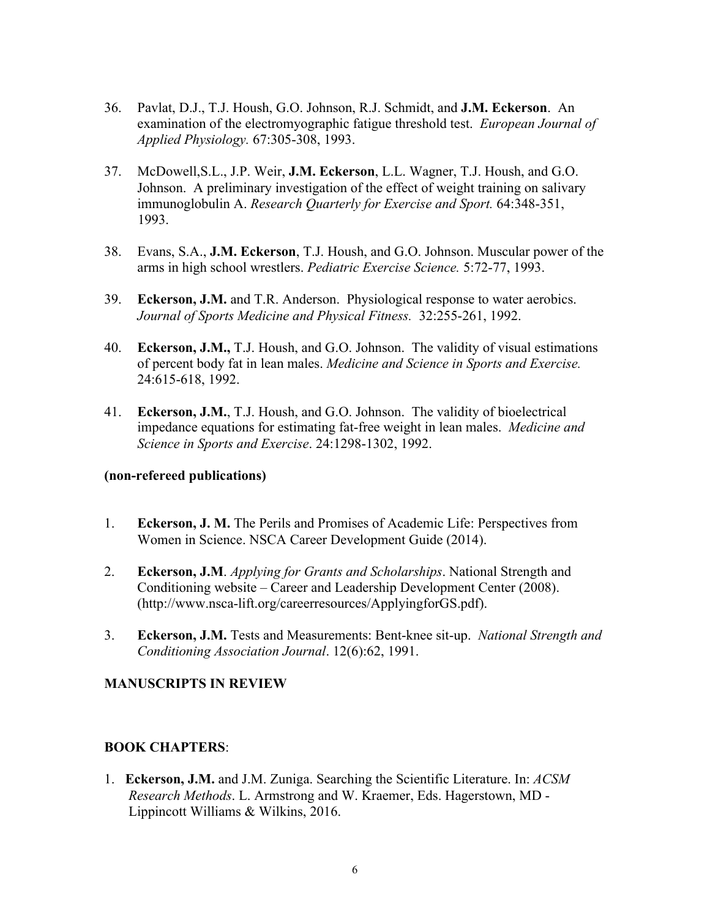36. Pavlat, D.J., T.J. Housh, G.O. Johnson, R.J. Schmidt, and **J.M. Eckerson**. An examination of the electromyographic fatigue threshold test. *European Journal of Applied Physiology.* 67:305-308, 1993.

37. McDowell,S.L., J.P. Weir, **J.M. Eckerson**, L.L. Wagner, T.J. Housh, and G.O. Johnson. A preliminary investigation of the effect of weight training on salivary immunoglobulin A. *Research Quarterly for Exercise and Sport.* 64:348-351, 1993.

38. Evans, S.A., **J.M. Eckerson**, T.J. Housh, and G.O. Johnson. Muscular power of the arms in high school wrestlers. *Pediatric Exercise Science.* 5:72-77, 1993.

39. **Eckerson, J.M.** and T.R. Anderson. Physiological response to water aerobics. *Journal of Sports Medicine and Physical Fitness.* 32:255-261, 1992.

40. **Eckerson, J.M.,** T.J. Housh, and G.O. Johnson. The validity of visual estimations of percent body fat in lean males. *Medicine and Science in Sports and Exercise.* 24:615-618, 1992.

41. **Eckerson, J.M.**, T.J. Housh, and G.O. Johnson. The validity of bioelectrical impedance equations for estimating fat-free weight in lean males. *Medicine and Science in Sports and Exercise*. 24:1298-1302, 1992.

**(non-refereed publications)**

1. **Eckerson, J. M.** The Perils and Promises of Academic Life: Perspectives from Women in Science. NSCA Career Development Guide (2014).

2. **Eckerson, J.M**. *Applying for Grants and Scholarships*. National Strength and Conditioning website – Career and Leadership Development Center (2008). (http://www.nsca-lift.org/careerresources/ApplyingforGS.pdf).

3. **Eckerson, J.M.** Tests and Measurements: Bent-knee sit-up. *National Strength and Conditioning Association Journal*. 12(6):62, 1991.

## MANUSCRIPTS IN REVIEW

## BOOK CHAPTERS:

1. **Eckerson, J.M.** and J.M. Zuniga. Searching the Scientific Literature. In: *ACSM Research Methods*. L. Armstrong and W. Kraemer, Eds. Hagerstown, MD - Lippincott Williams & Wilkins, 2016.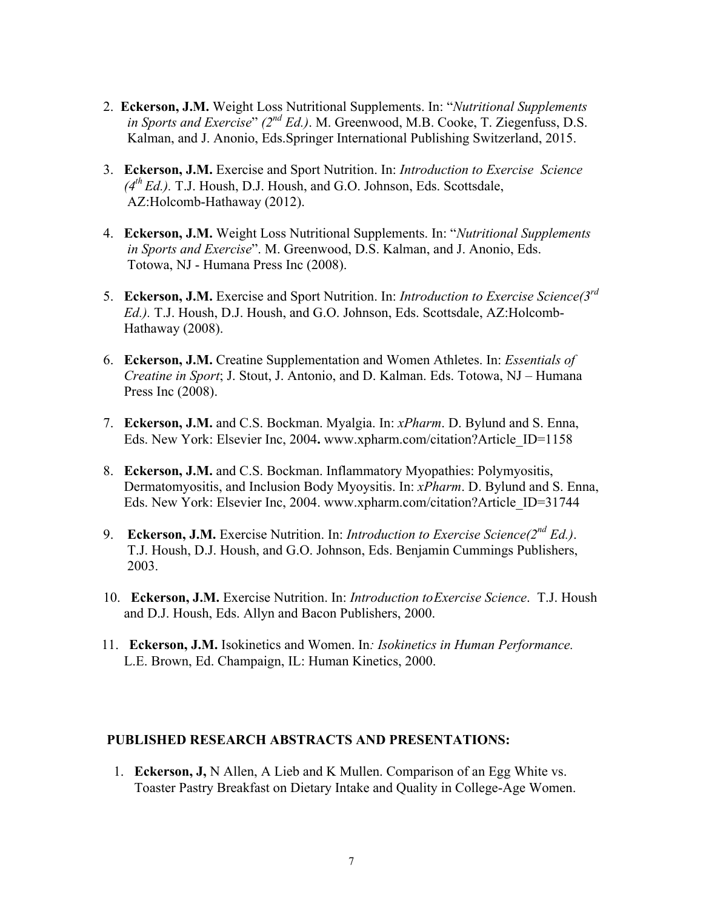2. **Eckerson, J.M.** Weight Loss Nutritional Supplements. In: "*Nutritional Supplements in Sports and Exercise*" *(2nd Ed.)*. M. Greenwood, M.B. Cooke, T. Ziegenfuss, D.S. Kalman, and J. Anonio, Eds.Springer International Publishing Switzerland, 2015.

3. **Eckerson, J.M.** Exercise and Sport Nutrition. In: *Introduction to Exercise Science (4th Ed.).* T.J. Housh, D.J. Housh, and G.O. Johnson, Eds. Scottsdale, AZ:Holcomb-Hathaway (2012).

4. **Eckerson, J.M.** Weight Loss Nutritional Supplements. In: "*Nutritional Supplements in Sports and Exercise*". M. Greenwood, D.S. Kalman, and J. Anonio, Eds. Totowa, NJ - Humana Press Inc (2008).

5. **Eckerson, J.M.** Exercise and Sport Nutrition. In: *Introduction to Exercise Science(3rd Ed.).* T.J. Housh, D.J. Housh, and G.O. Johnson, Eds. Scottsdale, AZ:Holcomb-Hathaway (2008).

6. **Eckerson, J.M.** Creatine Supplementation and Women Athletes. In: *Essentials of Creatine in Sport*; J. Stout, J. Antonio, and D. Kalman. Eds. Totowa, NJ – Humana Press Inc (2008).

7. **Eckerson, J.M.** and C.S. Bockman. Myalgia. In: *xPharm*. D. Bylund and S. Enna, Eds. New York: Elsevier Inc, 2004**.** www.xpharm.com/citation?Article_ID=1158

8. **Eckerson, J.M.** and C.S. Bockman. Inflammatory Myopathies: Polymyositis, Dermatomyositis, and Inclusion Body Myoysitis. In: *xPharm*. D. Bylund and S. Enna, Eds. New York: Elsevier Inc, 2004. www.xpharm.com/citation?Article_ID=31744

9. **Eckerson, J.M.** Exercise Nutrition. In: *Introduction to Exercise Science(2nd Ed.)*. T.J. Housh, D.J. Housh, and G.O. Johnson, Eds. Benjamin Cummings Publishers, 2003.

10. **Eckerson, J.M.** Exercise Nutrition. In: *Introduction toExercise Science*. T.J. Housh and D.J. Housh, Eds. Allyn and Bacon Publishers, 2000.

11. **Eckerson, J.M.** Isokinetics and Women. In*: Isokinetics in Human Performance.* L.E. Brown, Ed. Champaign, IL: Human Kinetics, 2000.

## PUBLISHED RESEARCH ABSTRACTS AND PRESENTATIONS:

1. **Eckerson, J,** N Allen, A Lieb and K Mullen. Comparison of an Egg White vs. Toaster Pastry Breakfast on Dietary Intake and Quality in College-Age Women.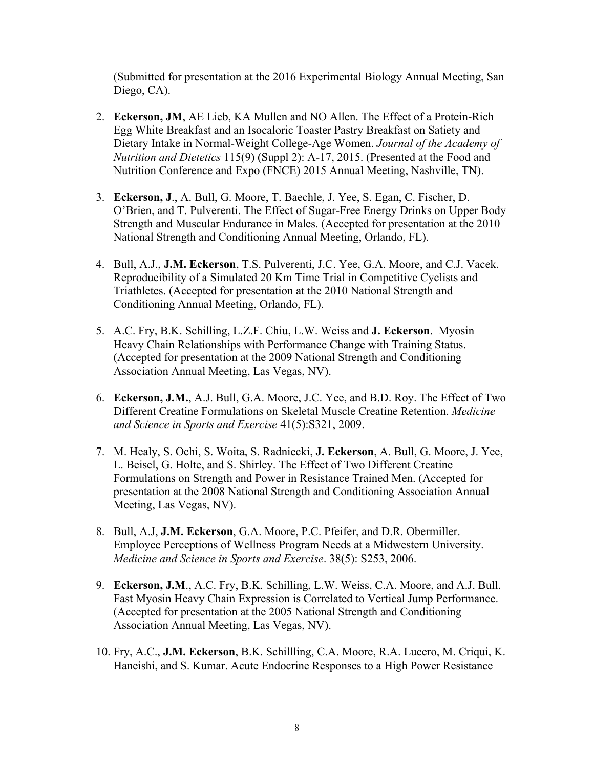(Submitted for presentation at the 2016 Experimental Biology Annual Meeting, San Diego, CA).

2. **Eckerson, JM**, AE Lieb, KA Mullen and NO Allen. The Effect of a Protein-Rich Egg White Breakfast and an Isocaloric Toaster Pastry Breakfast on Satiety and Dietary Intake in Normal-Weight College-Age Women. *Journal of the Academy of Nutrition and Dietetics* 115(9) (Suppl 2): A-17, 2015. (Presented at the Food and Nutrition Conference and Expo (FNCE) 2015 Annual Meeting, Nashville, TN).

3. **Eckerson, J**., A. Bull, G. Moore, T. Baechle, J. Yee, S. Egan, C. Fischer, D. O'Brien, and T. Pulverenti. The Effect of Sugar-Free Energy Drinks on Upper Body Strength and Muscular Endurance in Males. (Accepted for presentation at the 2010 National Strength and Conditioning Annual Meeting, Orlando, FL).

4. Bull, A.J., **J.M. Eckerson**, T.S. Pulverenti, J.C. Yee, G.A. Moore, and C.J. Vacek. Reproducibility of a Simulated 20 Km Time Trial in Competitive Cyclists and Triathletes. (Accepted for presentation at the 2010 National Strength and Conditioning Annual Meeting, Orlando, FL).

5. A.C. Fry, B.K. Schilling, L.Z.F. Chiu, L.W. Weiss and **J. Eckerson**. Myosin Heavy Chain Relationships with Performance Change with Training Status. (Accepted for presentation at the 2009 National Strength and Conditioning Association Annual Meeting, Las Vegas, NV).

6. **Eckerson, J.M.**, A.J. Bull, G.A. Moore, J.C. Yee, and B.D. Roy. The Effect of Two Different Creatine Formulations on Skeletal Muscle Creatine Retention. *Medicine and Science in Sports and Exercise* 41(5):S321, 2009.

7. M. Healy, S. Ochi, S. Woita, S. Radniecki, **J. Eckerson**, A. Bull, G. Moore, J. Yee, L. Beisel, G. Holte, and S. Shirley. The Effect of Two Different Creatine Formulations on Strength and Power in Resistance Trained Men. (Accepted for presentation at the 2008 National Strength and Conditioning Association Annual Meeting, Las Vegas, NV).

8. Bull, A.J, **J.M. Eckerson**, G.A. Moore, P.C. Pfeifer, and D.R. Obermiller. Employee Perceptions of Wellness Program Needs at a Midwestern University. *Medicine and Science in Sports and Exercise*. 38(5): S253, 2006.

9. **Eckerson, J.M**., A.C. Fry, B.K. Schilling, L.W. Weiss, C.A. Moore, and A.J. Bull. Fast Myosin Heavy Chain Expression is Correlated to Vertical Jump Performance. (Accepted for presentation at the 2005 National Strength and Conditioning Association Annual Meeting, Las Vegas, NV).

10. Fry, A.C., **J.M. Eckerson**, B.K. Schillling, C.A. Moore, R.A. Lucero, M. Criqui, K. Haneishi, and S. Kumar. Acute Endocrine Responses to a High Power Resistance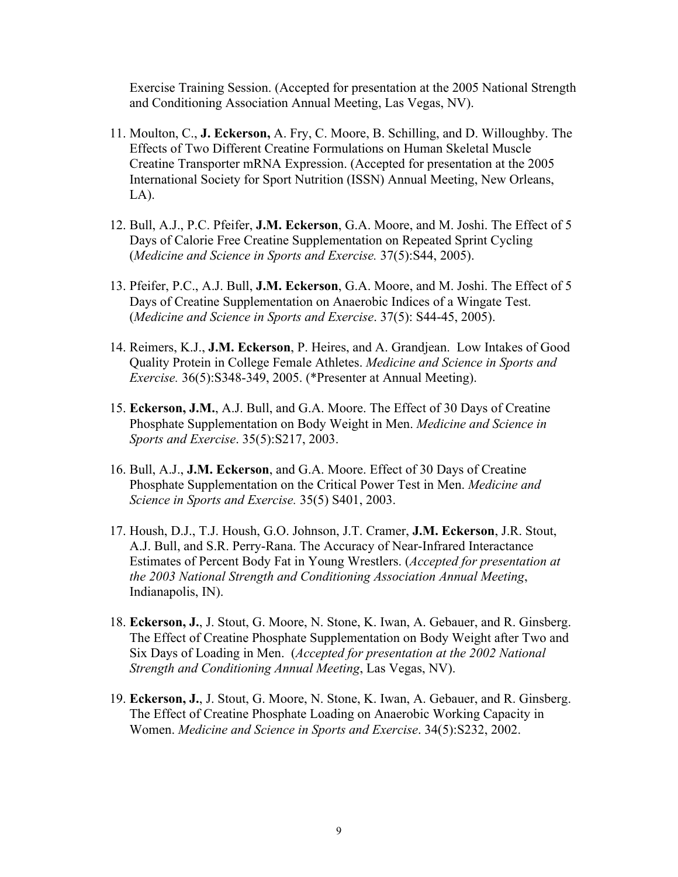Exercise Training Session. (Accepted for presentation at the 2005 National Strength and Conditioning Association Annual Meeting, Las Vegas, NV).

11. Moulton, C., **J. Eckerson,** A. Fry, C. Moore, B. Schilling, and D. Willoughby. The Effects of Two Different Creatine Formulations on Human Skeletal Muscle Creatine Transporter mRNA Expression. (Accepted for presentation at the 2005 International Society for Sport Nutrition (ISSN) Annual Meeting, New Orleans, LA).

12. Bull, A.J., P.C. Pfeifer, **J.M. Eckerson**, G.A. Moore, and M. Joshi. The Effect of 5 Days of Calorie Free Creatine Supplementation on Repeated Sprint Cycling (*Medicine and Science in Sports and Exercise.* 37(5):S44, 2005).

13. Pfeifer, P.C., A.J. Bull, **J.M. Eckerson**, G.A. Moore, and M. Joshi. The Effect of 5 Days of Creatine Supplementation on Anaerobic Indices of a Wingate Test. (*Medicine and Science in Sports and Exercise*. 37(5): S44-45, 2005).

14. Reimers, K.J., **J.M. Eckerson**, P. Heires, and A. Grandjean. Low Intakes of Good Quality Protein in College Female Athletes. *Medicine and Science in Sports and Exercise.* 36(5):S348-349, 2005. (*Presenter at Annual Meeting).

15. **Eckerson, J.M.**, A.J. Bull, and G.A. Moore. The Effect of 30 Days of Creatine Phosphate Supplementation on Body Weight in Men. *Medicine and Science in Sports and Exercise*. 35(5):S217, 2003.

16. Bull, A.J., **J.M. Eckerson**, and G.A. Moore. Effect of 30 Days of Creatine Phosphate Supplementation on the Critical Power Test in Men. *Medicine and Science in Sports and Exercise.* 35(5) S401, 2003.

17. Housh, D.J., T.J. Housh, G.O. Johnson, J.T. Cramer, **J.M. Eckerson**, J.R. Stout, A.J. Bull, and S.R. Perry-Rana. The Accuracy of Near-Infrared Interactance Estimates of Percent Body Fat in Young Wrestlers. (*Accepted for presentation at the 2003 National Strength and Conditioning Association Annual Meeting*, Indianapolis, IN).

18. **Eckerson, J.**, J. Stout, G. Moore, N. Stone, K. Iwan, A. Gebauer, and R. Ginsberg. The Effect of Creatine Phosphate Supplementation on Body Weight after Two and Six Days of Loading in Men. (*Accepted for presentation at the 2002 National Strength and Conditioning Annual Meeting*, Las Vegas, NV).

19. **Eckerson, J.**, J. Stout, G. Moore, N. Stone, K. Iwan, A. Gebauer, and R. Ginsberg. The Effect of Creatine Phosphate Loading on Anaerobic Working Capacity in Women. *Medicine and Science in Sports and Exercise*. 34(5):S232, 2002.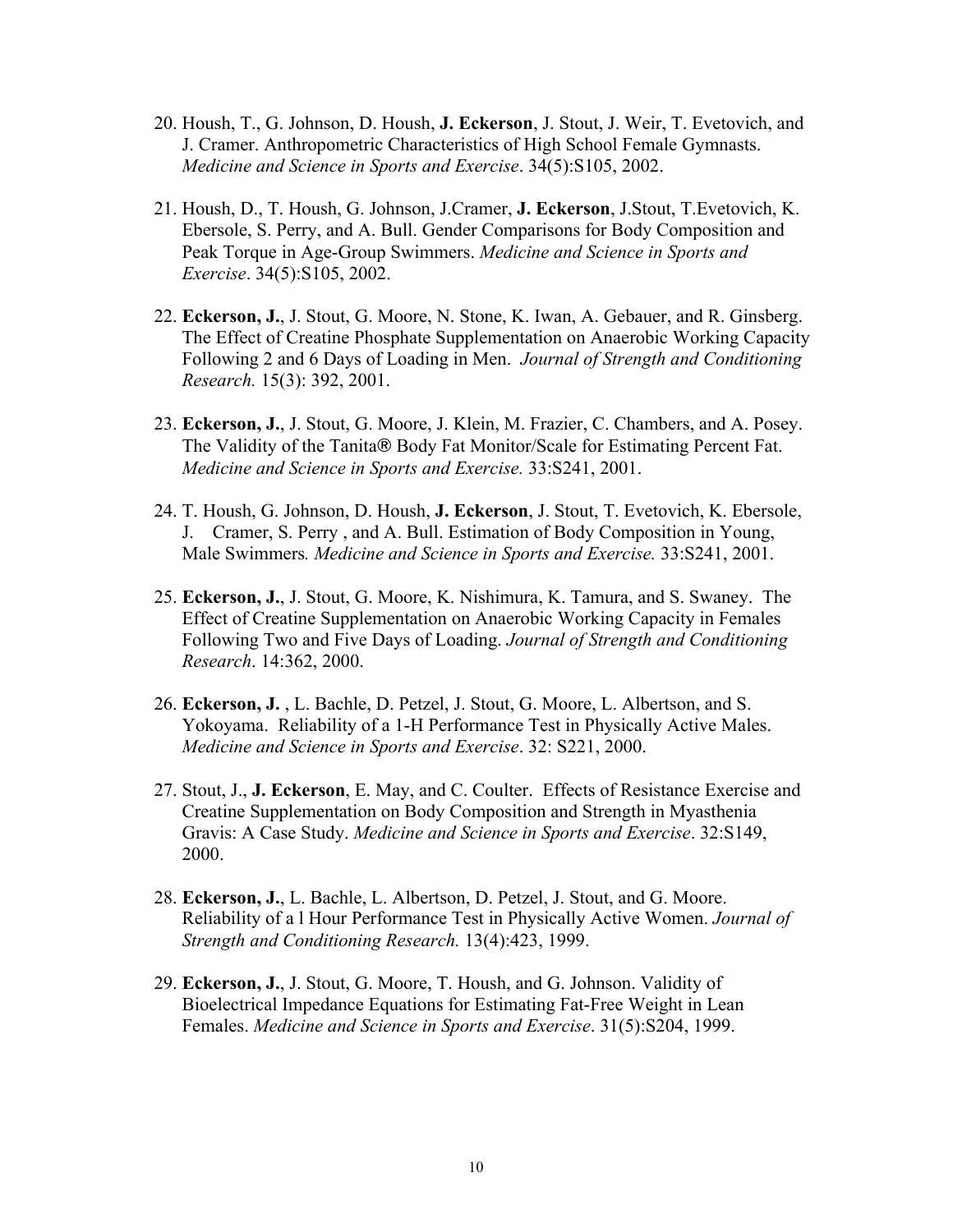20. Housh, T., G. Johnson, D. Housh, **J. Eckerson**, J. Stout, J. Weir, T. Evetovich, and J. Cramer. Anthropometric Characteristics of High School Female Gymnasts. *Medicine and Science in Sports and Exercise*. 34(5):S105, 2002.

21. Housh, D., T. Housh, G. Johnson, J.Cramer, **J. Eckerson**, J.Stout, T.Evetovich, K. Ebersole, S. Perry, and A. Bull. Gender Comparisons for Body Composition and Peak Torque in Age-Group Swimmers. *Medicine and Science in Sports and Exercise*. 34(5):S105, 2002.

22. **Eckerson, J.**, J. Stout, G. Moore, N. Stone, K. Iwan, A. Gebauer, and R. Ginsberg. The Effect of Creatine Phosphate Supplementation on Anaerobic Working Capacity Following 2 and 6 Days of Loading in Men. *Journal of Strength and Conditioning Research.* 15(3): 392, 2001.

23. **Eckerson, J.**, J. Stout, G. Moore, J. Klein, M. Frazier, C. Chambers, and A. Posey. The Validity of the Tanita® Body Fat Monitor/Scale for Estimating Percent Fat. *Medicine and Science in Sports and Exercise.* 33:S241, 2001.

24. T. Housh, G. Johnson, D. Housh, **J. Eckerson**, J. Stout, T. Evetovich, K. Ebersole, J. Cramer, S. Perry , and A. Bull. Estimation of Body Composition in Young, Male Swimmers*. Medicine and Science in Sports and Exercise.* 33:S241, 2001.

25. **Eckerson, J.**, J. Stout, G. Moore, K. Nishimura, K. Tamura, and S. Swaney. The Effect of Creatine Supplementation on Anaerobic Working Capacity in Females Following Two and Five Days of Loading. *Journal of Strength and Conditioning Research*. 14:362, 2000.

26. **Eckerson, J.** , L. Bachle, D. Petzel, J. Stout, G. Moore, L. Albertson, and S. Yokoyama. Reliability of a 1-H Performance Test in Physically Active Males. *Medicine and Science in Sports and Exercise*. 32: S221, 2000.

27. Stout, J., **J. Eckerson**, E. May, and C. Coulter. Effects of Resistance Exercise and Creatine Supplementation on Body Composition and Strength in Myasthenia Gravis: A Case Study. *Medicine and Science in Sports and Exercise*. 32:S149, 2000.

28. **Eckerson, J.**, L. Bachle, L. Albertson, D. Petzel, J. Stout, and G. Moore. Reliability of a l Hour Performance Test in Physically Active Women. *Journal of Strength and Conditioning Research.* 13(4):423, 1999.

29. **Eckerson, J.**, J. Stout, G. Moore, T. Housh, and G. Johnson. Validity of Bioelectrical Impedance Equations for Estimating Fat-Free Weight in Lean Females. *Medicine and Science in Sports and Exercise*. 31(5):S204, 1999.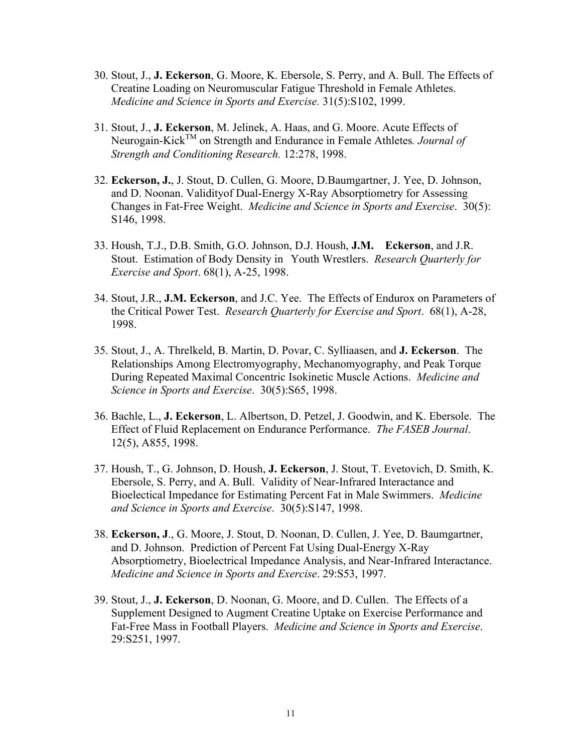30. Stout, J., **J. Eckerson**, G. Moore, K. Ebersole, S. Perry, and A. Bull. The Effects of Creatine Loading on Neuromuscular Fatigue Threshold in Female Athletes. *Medicine and Science in Sports and Exercise.* 31(5):S102, 1999.

31. Stout, J., **J. Eckerson**, M. Jelinek, A. Haas, and G. Moore. Acute Effects of Neurogain-Kick™ on Strength and Endurance in Female Athletes*. Journal of Strength and Conditioning Research.* 12:278, 1998.

32. **Eckerson, J.**, J. Stout, D. Cullen, G. Moore, D.Baumgartner, J. Yee, D. Johnson, and D. Noonan. Validityof Dual-Energy X-Ray Absorptiometry for Assessing Changes in Fat-Free Weight. *Medicine and Science in Sports and Exercise*. 30(5): S146, 1998.

33. Housh, T.J., D.B. Smith, G.O. Johnson, D.J. Housh, **J.M. Eckerson**, and J.R. Stout. Estimation of Body Density in Youth Wrestlers. *Research Quarterly for Exercise and Sport*. 68(1), A-25, 1998.

34. Stout, J.R., **J.M. Eckerson**, and J.C. Yee. The Effects of Endurox on Parameters of the Critical Power Test. *Research Quarterly for Exercise and Sport*. 68(1), A-28, 1998.

35. Stout, J., A. Threlkeld, B. Martin, D. Povar, C. Sylliaasen, and **J. Eckerson**. The Relationships Among Electromyography, Mechanomyography, and Peak Torque During Repeated Maximal Concentric Isokinetic Muscle Actions. *Medicine and Science in Sports and Exercise*. 30(5):S65, 1998.

36. Bachle, L., **J. Eckerson**, L. Albertson, D. Petzel, J. Goodwin, and K. Ebersole. The Effect of Fluid Replacement on Endurance Performance. *The FASEB Journal*. 12(5), A855, 1998.

37. Housh, T., G. Johnson, D. Housh, **J. Eckerson**, J. Stout, T. Evetovich, D. Smith, K. Ebersole, S. Perry, and A. Bull. Validity of Near-Infrared Interactance and Bioelectical Impedance for Estimating Percent Fat in Male Swimmers. *Medicine and Science in Sports and Exercise*. 30(5):S147, 1998.

38. **Eckerson, J**., G. Moore, J. Stout, D. Noonan, D. Cullen, J. Yee, D. Baumgartner, and D. Johnson. Prediction of Percent Fat Using Dual-Energy X-Ray Absorptiometry, Bioelectrical Impedance Analysis, and Near-Infrared Interactance. *Medicine and Science in Sports and Exercise*. 29:S53, 1997.

39. Stout, J., **J. Eckerson**, D. Noonan, G. Moore, and D. Cullen. The Effects of a Supplement Designed to Augment Creatine Uptake on Exercise Performance and Fat-Free Mass in Football Players. *Medicine and Science in Sports and Exercise*. 29:S251, 1997.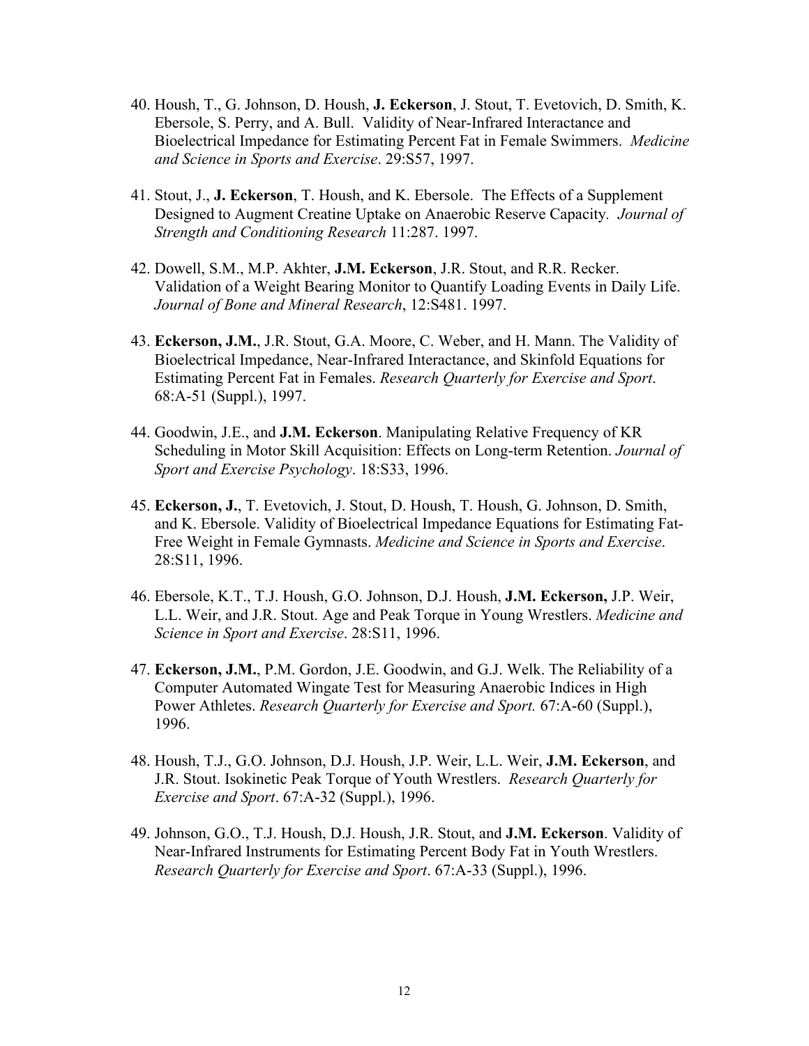40. Housh, T., G. Johnson, D. Housh, **J. Eckerson**, J. Stout, T. Evetovich, D. Smith, K. Ebersole, S. Perry, and A. Bull. Validity of Near-Infrared Interactance and Bioelectrical Impedance for Estimating Percent Fat in Female Swimmers. *Medicine and Science in Sports and Exercise*. 29:S57, 1997.

41. Stout, J., **J. Eckerson**, T. Housh, and K. Ebersole. The Effects of a Supplement Designed to Augment Creatine Uptake on Anaerobic Reserve Capacity. *Journal of Strength and Conditioning Research* 11:287. 1997.

42. Dowell, S.M., M.P. Akhter, **J.M. Eckerson**, J.R. Stout, and R.R. Recker. Validation of a Weight Bearing Monitor to Quantify Loading Events in Daily Life. *Journal of Bone and Mineral Research*, 12:S481. 1997.

43. **Eckerson, J.M.**, J.R. Stout, G.A. Moore, C. Weber, and H. Mann. The Validity of Bioelectrical Impedance, Near-Infrared Interactance, and Skinfold Equations for Estimating Percent Fat in Females. *Research Quarterly for Exercise and Sport*. 68:A-51 (Suppl.), 1997.

44. Goodwin, J.E., and **J.M. Eckerson**. Manipulating Relative Frequency of KR Scheduling in Motor Skill Acquisition: Effects on Long-term Retention. *Journal of Sport and Exercise Psychology*. 18:S33, 1996.

45. **Eckerson, J.**, T. Evetovich, J. Stout, D. Housh, T. Housh, G. Johnson, D. Smith, and K. Ebersole. Validity of Bioelectrical Impedance Equations for Estimating Fat-Free Weight in Female Gymnasts. *Medicine and Science in Sports and Exercise*. 28:S11, 1996.

46. Ebersole, K.T., T.J. Housh, G.O. Johnson, D.J. Housh, **J.M. Eckerson,** J.P. Weir, L.L. Weir, and J.R. Stout. Age and Peak Torque in Young Wrestlers. *Medicine and Science in Sport and Exercise*. 28:S11, 1996.

47. **Eckerson, J.M.**, P.M. Gordon, J.E. Goodwin, and G.J. Welk. The Reliability of a Computer Automated Wingate Test for Measuring Anaerobic Indices in High Power Athletes. *Research Quarterly for Exercise and Sport.* 67:A-60 (Suppl.), 1996.

48. Housh, T.J., G.O. Johnson, D.J. Housh, J.P. Weir, L.L. Weir, **J.M. Eckerson**, and J.R. Stout. Isokinetic Peak Torque of Youth Wrestlers. *Research Quarterly for Exercise and Sport*. 67:A-32 (Suppl.), 1996.

49. Johnson, G.O., T.J. Housh, D.J. Housh, J.R. Stout, and **J.M. Eckerson**. Validity of Near-Infrared Instruments for Estimating Percent Body Fat in Youth Wrestlers. *Research Quarterly for Exercise and Sport*. 67:A-33 (Suppl.), 1996.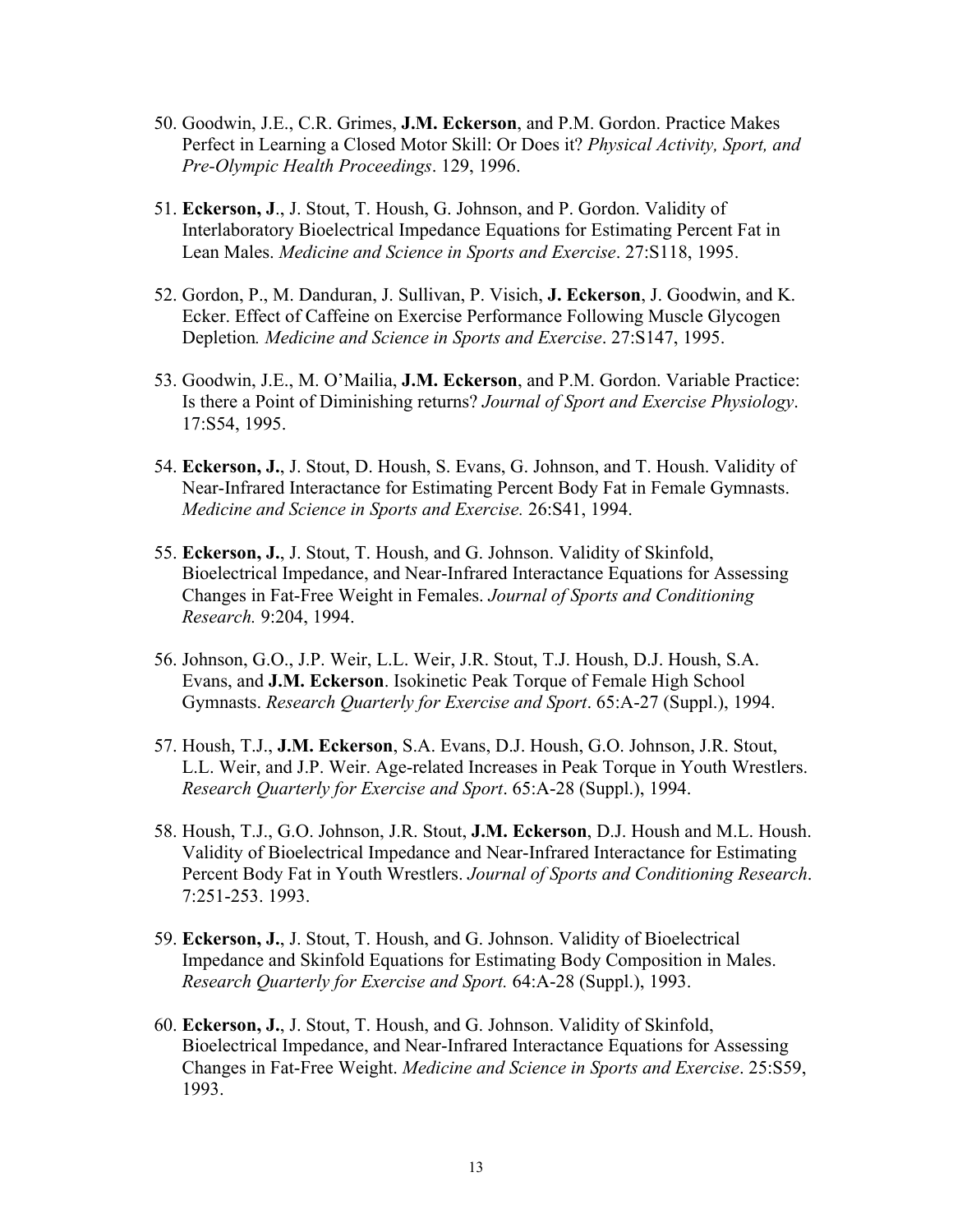50. Goodwin, J.E., C.R. Grimes, **J.M. Eckerson**, and P.M. Gordon. Practice Makes Perfect in Learning a Closed Motor Skill: Or Does it? *Physical Activity, Sport, and Pre-Olympic Health Proceedings*. 129, 1996.

51. **Eckerson, J**., J. Stout, T. Housh, G. Johnson, and P. Gordon. Validity of Interlaboratory Bioelectrical Impedance Equations for Estimating Percent Fat in Lean Males. *Medicine and Science in Sports and Exercise*. 27:S118, 1995.

52. Gordon, P., M. Danduran, J. Sullivan, P. Visich, **J. Eckerson**, J. Goodwin, and K. Ecker. Effect of Caffeine on Exercise Performance Following Muscle Glycogen Depletion*. Medicine and Science in Sports and Exercise*. 27:S147, 1995.

53. Goodwin, J.E., M. O'Mailia, **J.M. Eckerson**, and P.M. Gordon. Variable Practice: Is there a Point of Diminishing returns? *Journal of Sport and Exercise Physiology*. 17:S54, 1995.

54. **Eckerson, J.**, J. Stout, D. Housh, S. Evans, G. Johnson, and T. Housh. Validity of Near-Infrared Interactance for Estimating Percent Body Fat in Female Gymnasts. *Medicine and Science in Sports and Exercise.* 26:S41, 1994.

55. **Eckerson, J.**, J. Stout, T. Housh, and G. Johnson. Validity of Skinfold, Bioelectrical Impedance, and Near-Infrared Interactance Equations for Assessing Changes in Fat-Free Weight in Females. *Journal of Sports and Conditioning Research.* 9:204, 1994.

56. Johnson, G.O., J.P. Weir, L.L. Weir, J.R. Stout, T.J. Housh, D.J. Housh, S.A. Evans, and **J.M. Eckerson**. Isokinetic Peak Torque of Female High School Gymnasts. *Research Quarterly for Exercise and Sport*. 65:A-27 (Suppl.), 1994.

57. Housh, T.J., **J.M. Eckerson**, S.A. Evans, D.J. Housh, G.O. Johnson, J.R. Stout, L.L. Weir, and J.P. Weir. Age-related Increases in Peak Torque in Youth Wrestlers. *Research Quarterly for Exercise and Sport*. 65:A-28 (Suppl.), 1994.

58. Housh, T.J., G.O. Johnson, J.R. Stout, **J.M. Eckerson**, D.J. Housh and M.L. Housh. Validity of Bioelectrical Impedance and Near-Infrared Interactance for Estimating Percent Body Fat in Youth Wrestlers. *Journal of Sports and Conditioning Research*. 7:251-253. 1993.

59. **Eckerson, J.**, J. Stout, T. Housh, and G. Johnson. Validity of Bioelectrical Impedance and Skinfold Equations for Estimating Body Composition in Males. *Research Quarterly for Exercise and Sport.* 64:A-28 (Suppl.), 1993.

60. **Eckerson, J.**, J. Stout, T. Housh, and G. Johnson. Validity of Skinfold, Bioelectrical Impedance, and Near-Infrared Interactance Equations for Assessing Changes in Fat-Free Weight. *Medicine and Science in Sports and Exercise*. 25:S59, 1993.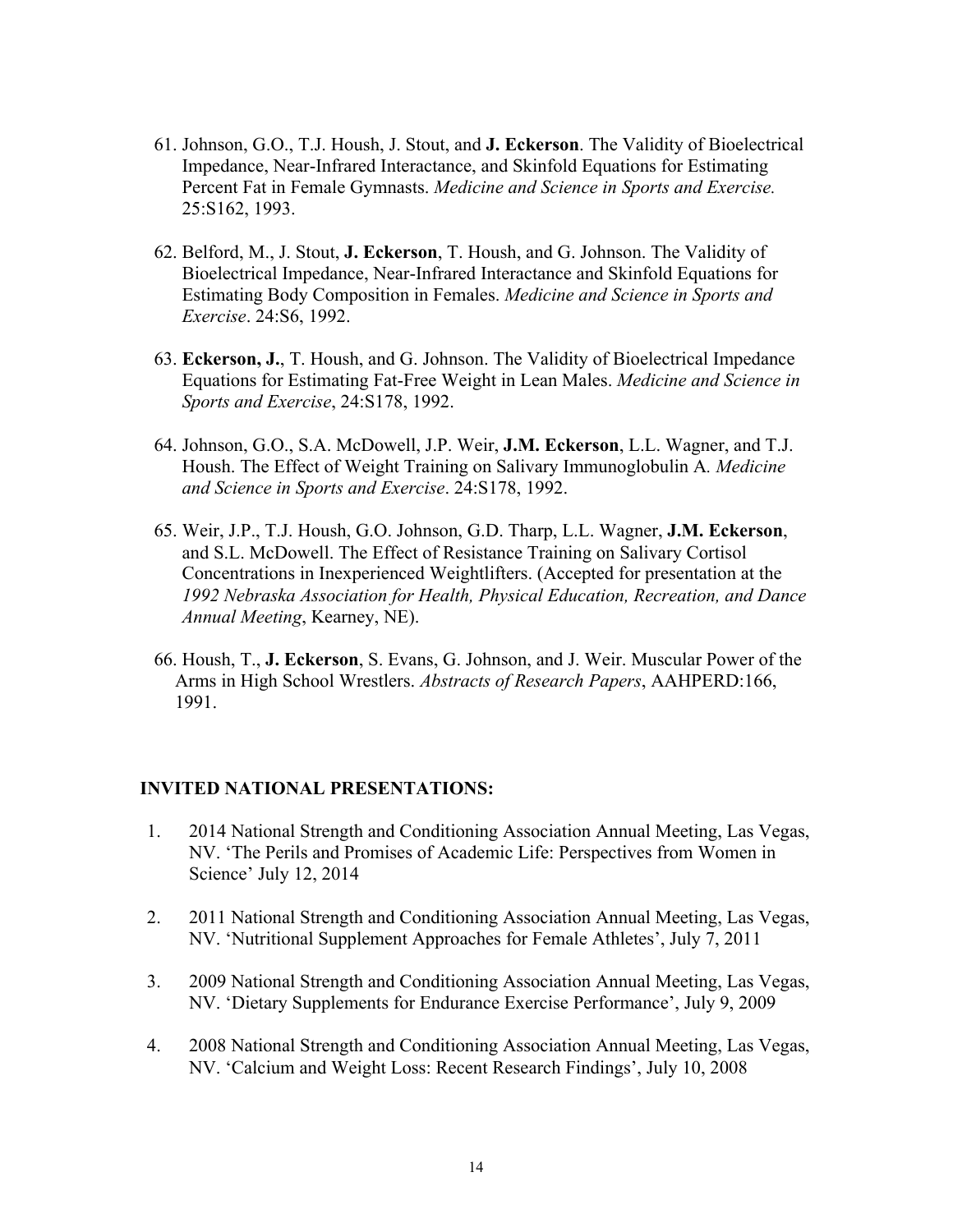61. Johnson, G.O., T.J. Housh, J. Stout, and **J. Eckerson**. The Validity of Bioelectrical Impedance, Near-Infrared Interactance, and Skinfold Equations for Estimating Percent Fat in Female Gymnasts. *Medicine and Science in Sports and Exercise.* 25:S162, 1993.

62. Belford, M., J. Stout, **J. Eckerson**, T. Housh, and G. Johnson. The Validity of Bioelectrical Impedance, Near-Infrared Interactance and Skinfold Equations for Estimating Body Composition in Females. *Medicine and Science in Sports and Exercise*. 24:S6, 1992.

63. **Eckerson, J.**, T. Housh, and G. Johnson. The Validity of Bioelectrical Impedance Equations for Estimating Fat-Free Weight in Lean Males. *Medicine and Science in Sports and Exercise*, 24:S178, 1992.

64. Johnson, G.O., S.A. McDowell, J.P. Weir, **J.M. Eckerson**, L.L. Wagner, and T.J. Housh. The Effect of Weight Training on Salivary Immunoglobulin A*. Medicine and Science in Sports and Exercise*. 24:S178, 1992.

65. Weir, J.P., T.J. Housh, G.O. Johnson, G.D. Tharp, L.L. Wagner, **J.M. Eckerson**, and S.L. McDowell. The Effect of Resistance Training on Salivary Cortisol Concentrations in Inexperienced Weightlifters. (Accepted for presentation at the *1992 Nebraska Association for Health, Physical Education, Recreation, and Dance Annual Meeting*, Kearney, NE).

66. Housh, T., **J. Eckerson**, S. Evans, G. Johnson, and J. Weir. Muscular Power of the Arms in High School Wrestlers. *Abstracts of Research Papers*, AAHPERD:166, 1991.

## INVITED NATIONAL PRESENTATIONS:

1. 2014 National Strength and Conditioning Association Annual Meeting, Las Vegas, NV. 'The Perils and Promises of Academic Life: Perspectives from Women in Science' July 12, 2014

2. 2011 National Strength and Conditioning Association Annual Meeting, Las Vegas, NV. 'Nutritional Supplement Approaches for Female Athletes', July 7, 2011

3. 2009 National Strength and Conditioning Association Annual Meeting, Las Vegas, NV. 'Dietary Supplements for Endurance Exercise Performance', July 9, 2009

4. 2008 National Strength and Conditioning Association Annual Meeting, Las Vegas, NV. 'Calcium and Weight Loss: Recent Research Findings', July 10, 2008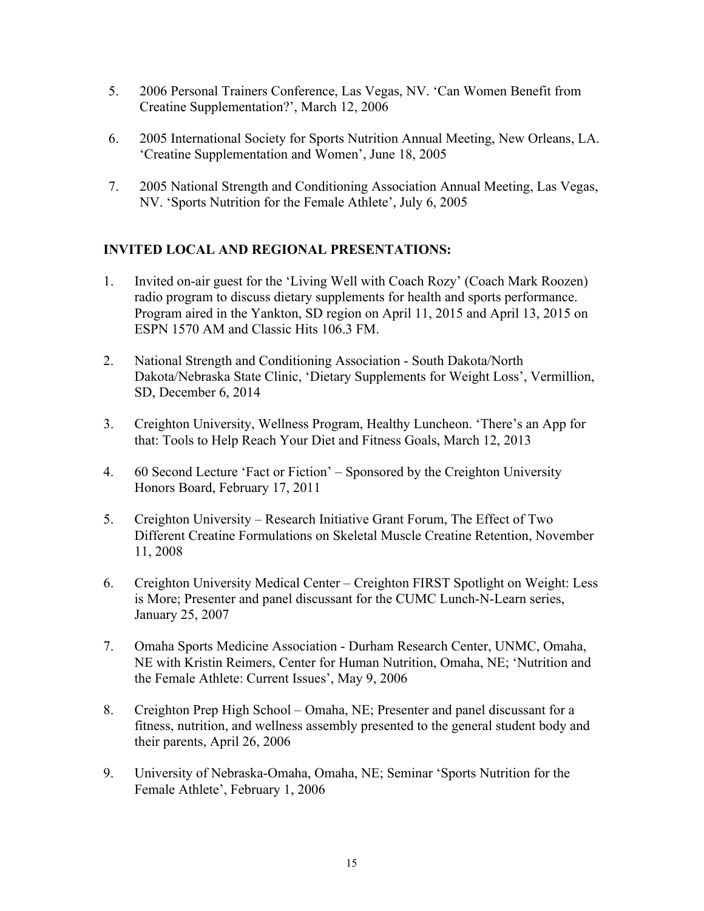5. 2006 Personal Trainers Conference, Las Vegas, NV. 'Can Women Benefit from Creatine Supplementation?', March 12, 2006

6. 2005 International Society for Sports Nutrition Annual Meeting, New Orleans, LA. 'Creatine Supplementation and Women', June 18, 2005

7. 2005 National Strength and Conditioning Association Annual Meeting, Las Vegas, NV. 'Sports Nutrition for the Female Athlete', July 6, 2005

**INVITED LOCAL AND REGIONAL PRESENTATIONS:**

1. Invited on-air guest for the 'Living Well with Coach Rozy' (Coach Mark Roozen) radio program to discuss dietary supplements for health and sports performance. Program aired in the Yankton, SD region on April 11, 2015 and April 13, 2015 on ESPN 1570 AM and Classic Hits 106.3 FM.

2. National Strength and Conditioning Association - South Dakota/North Dakota/Nebraska State Clinic, 'Dietary Supplements for Weight Loss', Vermillion, SD, December 6, 2014

3. Creighton University, Wellness Program, Healthy Luncheon. 'There's an App for that: Tools to Help Reach Your Diet and Fitness Goals, March 12, 2013

4. 60 Second Lecture 'Fact or Fiction' – Sponsored by the Creighton University Honors Board, February 17, 2011

5. Creighton University – Research Initiative Grant Forum, The Effect of Two Different Creatine Formulations on Skeletal Muscle Creatine Retention, November 11, 2008

6. Creighton University Medical Center – Creighton FIRST Spotlight on Weight: Less is More; Presenter and panel discussant for the CUMC Lunch-N-Learn series, January 25, 2007

7. Omaha Sports Medicine Association - Durham Research Center, UNMC, Omaha, NE with Kristin Reimers, Center for Human Nutrition, Omaha, NE; 'Nutrition and the Female Athlete: Current Issues', May 9, 2006

8. Creighton Prep High School – Omaha, NE; Presenter and panel discussant for a fitness, nutrition, and wellness assembly presented to the general student body and their parents, April 26, 2006

9. University of Nebraska-Omaha, Omaha, NE; Seminar 'Sports Nutrition for the Female Athlete', February 1, 2006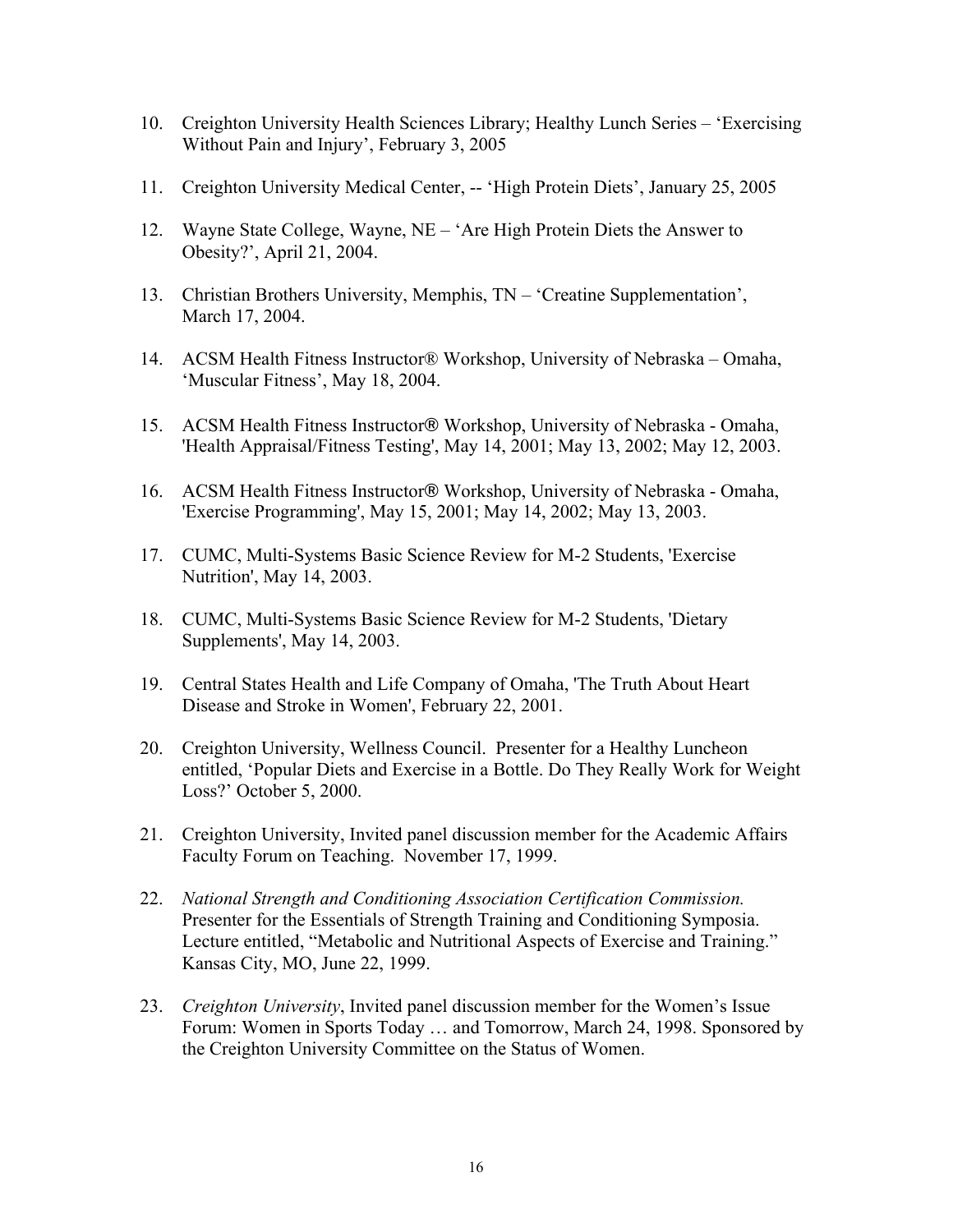10. Creighton University Health Sciences Library; Healthy Lunch Series – 'Exercising Without Pain and Injury', February 3, 2005

11. Creighton University Medical Center, -- 'High Protein Diets', January 25, 2005

12. Wayne State College, Wayne, NE – 'Are High Protein Diets the Answer to Obesity?', April 21, 2004.

13. Christian Brothers University, Memphis, TN – 'Creatine Supplementation', March 17, 2004.

14. ACSM Health Fitness Instructor® Workshop, University of Nebraska – Omaha, 'Muscular Fitness', May 18, 2004.

15. ACSM Health Fitness Instructor® Workshop, University of Nebraska - Omaha, 'Health Appraisal/Fitness Testing', May 14, 2001; May 13, 2002; May 12, 2003.

16. ACSM Health Fitness Instructor® Workshop, University of Nebraska - Omaha, 'Exercise Programming', May 15, 2001; May 14, 2002; May 13, 2003.

17. CUMC, Multi-Systems Basic Science Review for M-2 Students, 'Exercise Nutrition', May 14, 2003.

18. CUMC, Multi-Systems Basic Science Review for M-2 Students, 'Dietary Supplements', May 14, 2003.

19. Central States Health and Life Company of Omaha, 'The Truth About Heart Disease and Stroke in Women', February 22, 2001.

20. Creighton University, Wellness Council. Presenter for a Healthy Luncheon entitled, 'Popular Diets and Exercise in a Bottle. Do They Really Work for Weight Loss?' October 5, 2000.

21. Creighton University, Invited panel discussion member for the Academic Affairs Faculty Forum on Teaching. November 17, 1999.

22. *National Strength and Conditioning Association Certification Commission.* Presenter for the Essentials of Strength Training and Conditioning Symposia. Lecture entitled, "Metabolic and Nutritional Aspects of Exercise and Training." Kansas City, MO, June 22, 1999.

23. *Creighton University*, Invited panel discussion member for the Women's Issue Forum: Women in Sports Today … and Tomorrow, March 24, 1998. Sponsored by the Creighton University Committee on the Status of Women.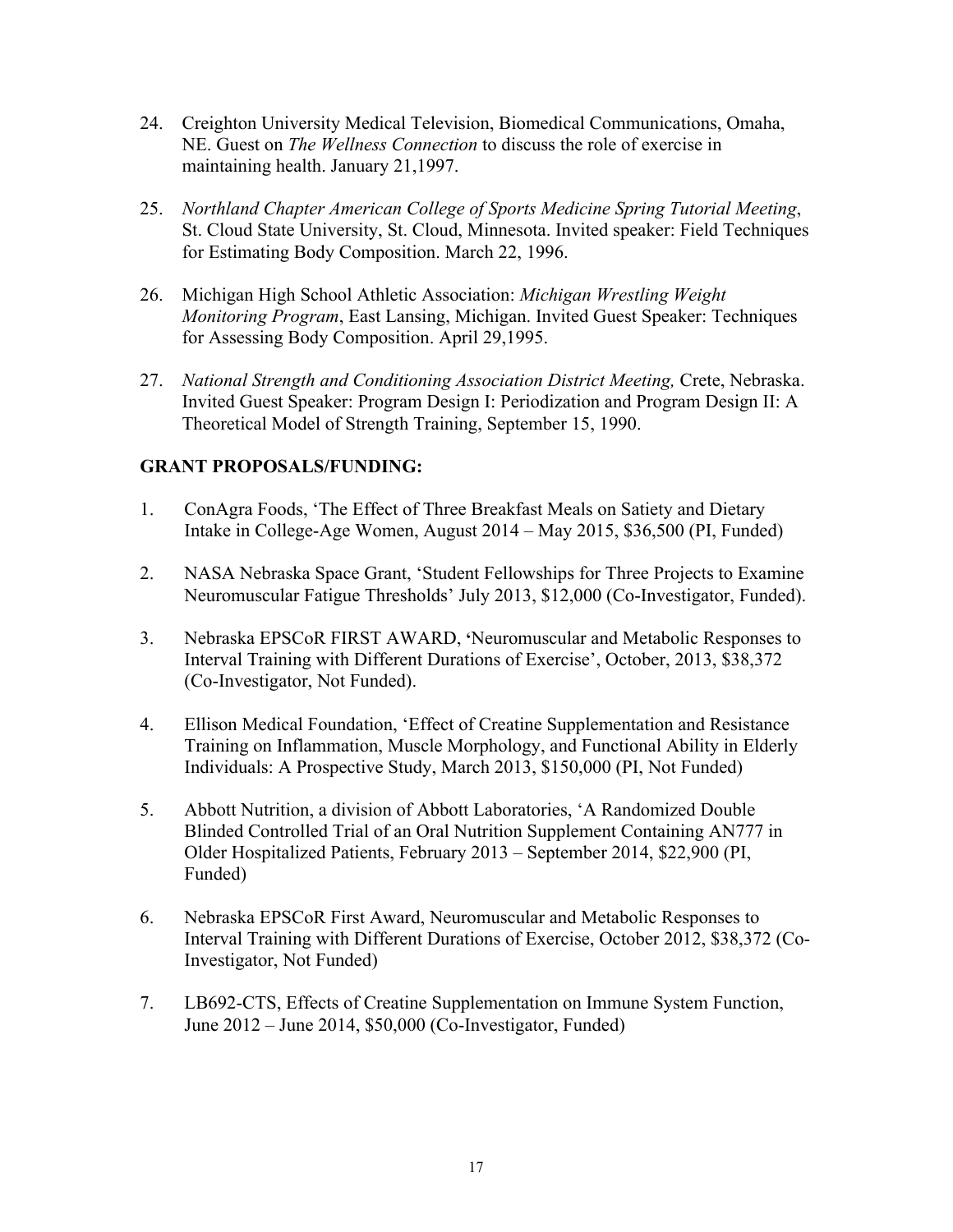24. Creighton University Medical Television, Biomedical Communications, Omaha, NE. Guest on *The Wellness Connection* to discuss the role of exercise in maintaining health. January 21,1997.

25. *Northland Chapter American College of Sports Medicine Spring Tutorial Meeting*, St. Cloud State University, St. Cloud, Minnesota. Invited speaker: Field Techniques for Estimating Body Composition. March 22, 1996.

26. Michigan High School Athletic Association: *Michigan Wrestling Weight Monitoring Program*, East Lansing, Michigan. Invited Guest Speaker: Techniques for Assessing Body Composition. April 29,1995.

27. *National Strength and Conditioning Association District Meeting,* Crete, Nebraska. Invited Guest Speaker: Program Design I: Periodization and Program Design II: A Theoretical Model of Strength Training, September 15, 1990.

**GRANT PROPOSALS/FUNDING:**

1. ConAgra Foods, 'The Effect of Three Breakfast Meals on Satiety and Dietary Intake in College-Age Women, August 2014 – May 2015, $36,500 (PI, Funded)

2. NASA Nebraska Space Grant, 'Student Fellowships for Three Projects to Examine Neuromuscular Fatigue Thresholds' July 2013, $12,000 (Co-Investigator, Funded).

3. Nebraska EPSCoR FIRST AWARD, **'**Neuromuscular and Metabolic Responses to Interval Training with Different Durations of Exercise', October, 2013, $38,372 (Co-Investigator, Not Funded).

4. Ellison Medical Foundation, 'Effect of Creatine Supplementation and Resistance Training on Inflammation, Muscle Morphology, and Functional Ability in Elderly Individuals: A Prospective Study, March 2013, $150,000 (PI, Not Funded)

5. Abbott Nutrition, a division of Abbott Laboratories, 'A Randomized Double Blinded Controlled Trial of an Oral Nutrition Supplement Containing AN777 in Older Hospitalized Patients, February 2013 – September 2014, $22,900 (PI, Funded)

6. Nebraska EPSCoR First Award, Neuromuscular and Metabolic Responses to Interval Training with Different Durations of Exercise, October 2012, $38,372 (Co-Investigator, Not Funded)

7. LB692-CTS, Effects of Creatine Supplementation on Immune System Function, June 2012 – June 2014, $50,000 (Co-Investigator, Funded)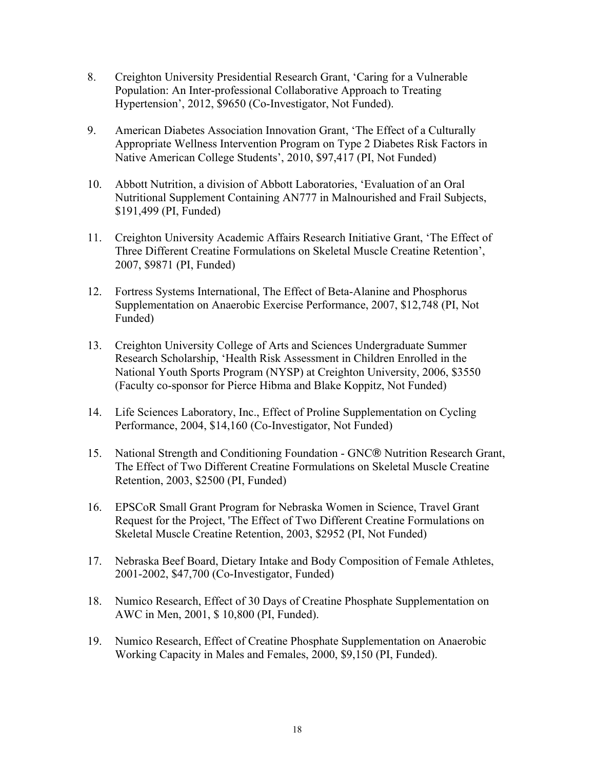8. Creighton University Presidential Research Grant, 'Caring for a Vulnerable Population: An Inter-professional Collaborative Approach to Treating Hypertension', 2012, $9650 (Co-Investigator, Not Funded).

9. American Diabetes Association Innovation Grant, 'The Effect of a Culturally Appropriate Wellness Intervention Program on Type 2 Diabetes Risk Factors in Native American College Students', 2010, $97,417 (PI, Not Funded)

10. Abbott Nutrition, a division of Abbott Laboratories, 'Evaluation of an Oral Nutritional Supplement Containing AN777 in Malnourished and Frail Subjects, $191,499 (PI, Funded)

11. Creighton University Academic Affairs Research Initiative Grant, 'The Effect of Three Different Creatine Formulations on Skeletal Muscle Creatine Retention', 2007, $9871 (PI, Funded)

12. Fortress Systems International, The Effect of Beta-Alanine and Phosphorus Supplementation on Anaerobic Exercise Performance, 2007, $12,748 (PI, Not Funded)

13. Creighton University College of Arts and Sciences Undergraduate Summer Research Scholarship, 'Health Risk Assessment in Children Enrolled in the National Youth Sports Program (NYSP) at Creighton University, 2006, $3550 (Faculty co-sponsor for Pierce Hibma and Blake Koppitz, Not Funded)

14. Life Sciences Laboratory, Inc., Effect of Proline Supplementation on Cycling Performance, 2004, $14,160 (Co-Investigator, Not Funded)

15. National Strength and Conditioning Foundation - GNC® Nutrition Research Grant, The Effect of Two Different Creatine Formulations on Skeletal Muscle Creatine Retention, 2003, $2500 (PI, Funded)

16. EPSCoR Small Grant Program for Nebraska Women in Science, Travel Grant Request for the Project, 'The Effect of Two Different Creatine Formulations on Skeletal Muscle Creatine Retention, 2003, $2952 (PI, Not Funded)

17. Nebraska Beef Board, Dietary Intake and Body Composition of Female Athletes, 2001-2002, $47,700 (Co-Investigator, Funded)

18. Numico Research, Effect of 30 Days of Creatine Phosphate Supplementation on AWC in Men, 2001, $ 10,800 (PI, Funded).

19. Numico Research, Effect of Creatine Phosphate Supplementation on Anaerobic Working Capacity in Males and Females, 2000, $9,150 (PI, Funded).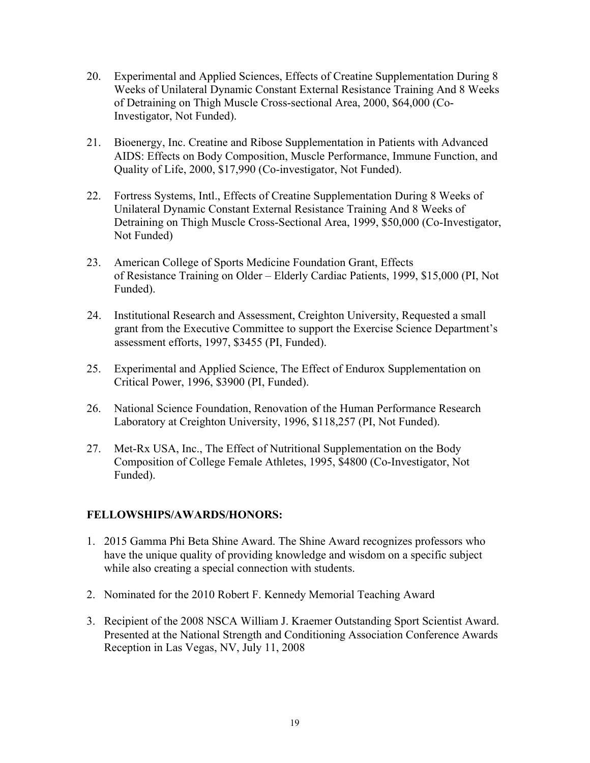20. Experimental and Applied Sciences, Effects of Creatine Supplementation During 8 Weeks of Unilateral Dynamic Constant External Resistance Training And 8 Weeks of Detraining on Thigh Muscle Cross-sectional Area, 2000, $64,000 (Co-Investigator, Not Funded).

21. Bioenergy, Inc. Creatine and Ribose Supplementation in Patients with Advanced AIDS: Effects on Body Composition, Muscle Performance, Immune Function, and Quality of Life, 2000, $17,990 (Co-investigator, Not Funded).

22. Fortress Systems, Intl., Effects of Creatine Supplementation During 8 Weeks of Unilateral Dynamic Constant External Resistance Training And 8 Weeks of Detraining on Thigh Muscle Cross-Sectional Area, 1999, $50,000 (Co-Investigator, Not Funded)

23. American College of Sports Medicine Foundation Grant, Effects of Resistance Training on Older – Elderly Cardiac Patients, 1999, $15,000 (PI, Not Funded).

24. Institutional Research and Assessment, Creighton University, Requested a small grant from the Executive Committee to support the Exercise Science Department's assessment efforts, 1997, $3455 (PI, Funded).

25. Experimental and Applied Science, The Effect of Endurox Supplementation on Critical Power, 1996, $3900 (PI, Funded).

26. National Science Foundation, Renovation of the Human Performance Research Laboratory at Creighton University, 1996, $118,257 (PI, Not Funded).

27. Met-Rx USA, Inc., The Effect of Nutritional Supplementation on the Body Composition of College Female Athletes, 1995, $4800 (Co-Investigator, Not Funded).

## FELLOWSHIPS/AWARDS/HONORS:

1. 2015 Gamma Phi Beta Shine Award. The Shine Award recognizes professors who have the unique quality of providing knowledge and wisdom on a specific subject while also creating a special connection with students.

2. Nominated for the 2010 Robert F. Kennedy Memorial Teaching Award

3. Recipient of the 2008 NSCA William J. Kraemer Outstanding Sport Scientist Award. Presented at the National Strength and Conditioning Association Conference Awards Reception in Las Vegas, NV, July 11, 2008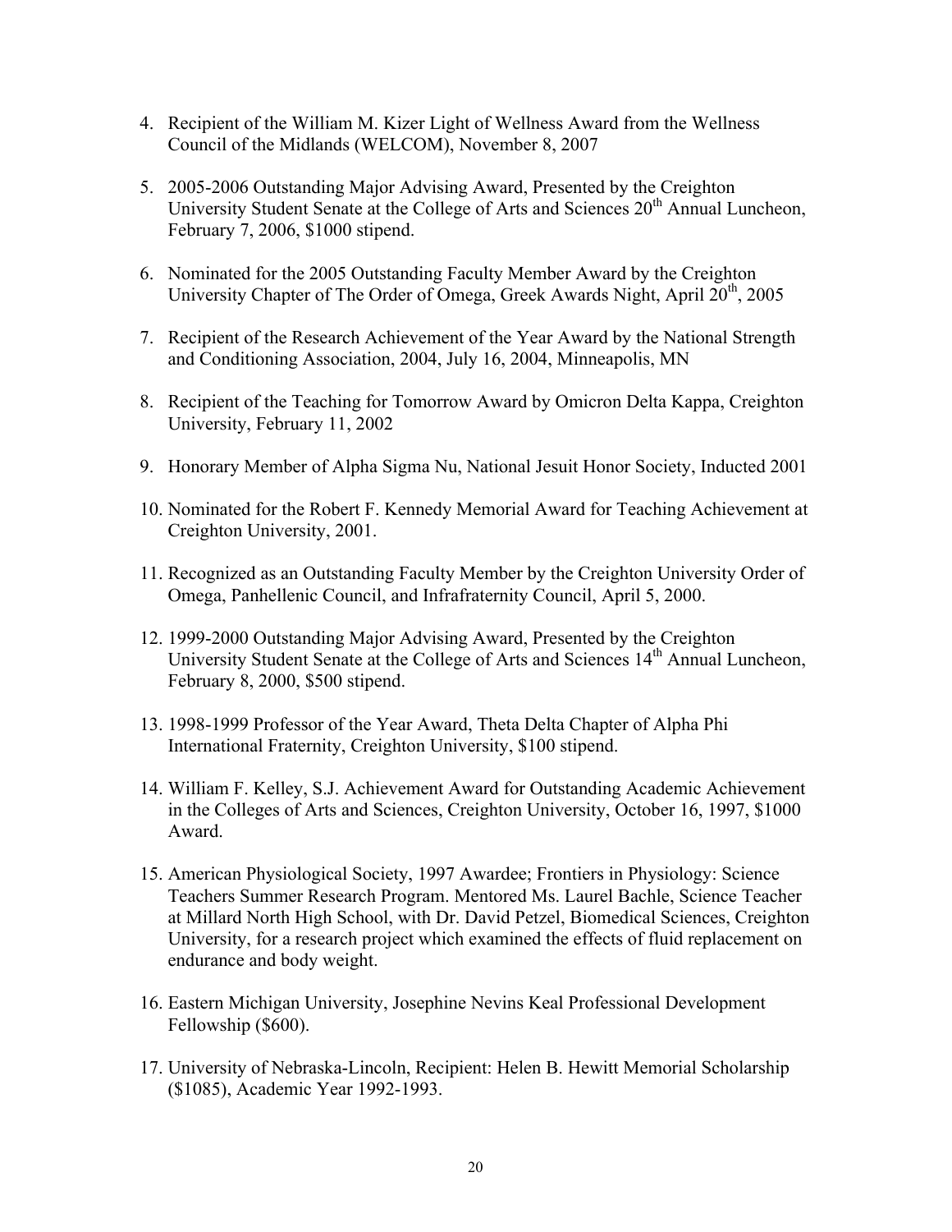4. Recipient of the William M. Kizer Light of Wellness Award from the Wellness Council of the Midlands (WELCOM), November 8, 2007

5. 2005-2006 Outstanding Major Advising Award, Presented by the Creighton University Student Senate at the College of Arts and Sciences 20th Annual Luncheon, February 7, 2006, $1000 stipend.

6. Nominated for the 2005 Outstanding Faculty Member Award by the Creighton University Chapter of The Order of Omega, Greek Awards Night, April 20th, 2005

7. Recipient of the Research Achievement of the Year Award by the National Strength and Conditioning Association, 2004, July 16, 2004, Minneapolis, MN

8. Recipient of the Teaching for Tomorrow Award by Omicron Delta Kappa, Creighton University, February 11, 2002

9. Honorary Member of Alpha Sigma Nu, National Jesuit Honor Society, Inducted 2001

10. Nominated for the Robert F. Kennedy Memorial Award for Teaching Achievement at Creighton University, 2001.

11. Recognized as an Outstanding Faculty Member by the Creighton University Order of Omega, Panhellenic Council, and Infrafraternity Council, April 5, 2000.

12. 1999-2000 Outstanding Major Advising Award, Presented by the Creighton University Student Senate at the College of Arts and Sciences 14th Annual Luncheon, February 8, 2000, $500 stipend.

13. 1998-1999 Professor of the Year Award, Theta Delta Chapter of Alpha Phi International Fraternity, Creighton University, $100 stipend.

14. William F. Kelley, S.J. Achievement Award for Outstanding Academic Achievement in the Colleges of Arts and Sciences, Creighton University, October 16, 1997, $1000 Award.

15. American Physiological Society, 1997 Awardee; Frontiers in Physiology: Science Teachers Summer Research Program. Mentored Ms. Laurel Bachle, Science Teacher at Millard North High School, with Dr. David Petzel, Biomedical Sciences, Creighton University, for a research project which examined the effects of fluid replacement on endurance and body weight.

16. Eastern Michigan University, Josephine Nevins Keal Professional Development Fellowship ($600).

17. University of Nebraska-Lincoln, Recipient: Helen B. Hewitt Memorial Scholarship ($1085), Academic Year 1992-1993.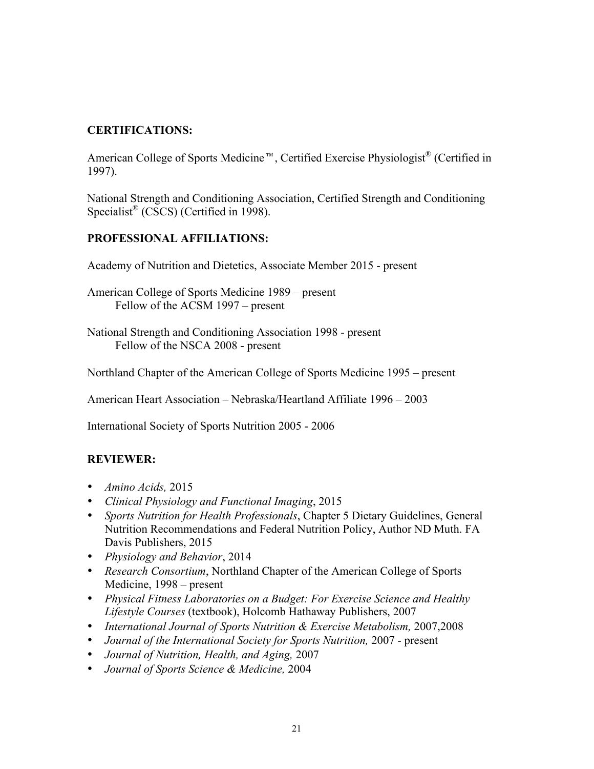**CERTIFICATIONS:**

American College of Sports Medicine™, Certified Exercise Physiologist® (Certified in 1997).

National Strength and Conditioning Association, Certified Strength and Conditioning Specialist® (CSCS) (Certified in 1998).

**PROFESSIONAL AFFILIATIONS:**

Academy of Nutrition and Dietetics, Associate Member 2015 - present

American College of Sports Medicine 1989 – present
Fellow of the ACSM 1997 – present

National Strength and Conditioning Association 1998 - present
Fellow of the NSCA 2008 - present

Northland Chapter of the American College of Sports Medicine 1995 – present

American Heart Association – Nebraska/Heartland Affiliate 1996 – 2003

International Society of Sports Nutrition 2005 - 2006

**REVIEWER:**

- *Amino Acids,* 2015
- *Clinical Physiology and Functional Imaging*, 2015
- *Sports Nutrition for Health Professionals*, Chapter 5 Dietary Guidelines, General Nutrition Recommendations and Federal Nutrition Policy, Author ND Muth. FA Davis Publishers, 2015
- *Physiology and Behavior*, 2014
- *Research Consortium*, Northland Chapter of the American College of Sports Medicine, 1998 – present
- *Physical Fitness Laboratories on a Budget: For Exercise Science and Healthy Lifestyle Courses* (textbook), Holcomb Hathaway Publishers, 2007
- *International Journal of Sports Nutrition & Exercise Metabolism,* 2007,2008
- *Journal of the International Society for Sports Nutrition,* 2007 - present
- *Journal of Nutrition, Health, and Aging,* 2007
- *Journal of Sports Science & Medicine,* 2004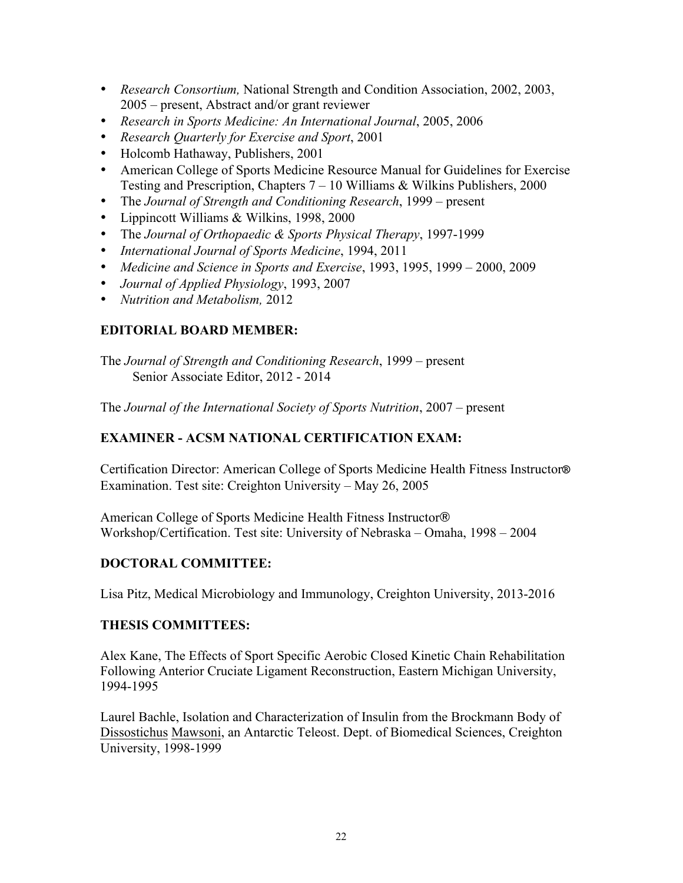- *Research Consortium,* National Strength and Condition Association, 2002, 2003, 2005 – present, Abstract and/or grant reviewer
- *Research in Sports Medicine: An International Journal*, 2005, 2006
- *Research Quarterly for Exercise and Sport*, 2001
- Holcomb Hathaway, Publishers, 2001
- American College of Sports Medicine Resource Manual for Guidelines for Exercise Testing and Prescription, Chapters 7 – 10 Williams & Wilkins Publishers, 2000
- The *Journal of Strength and Conditioning Research*, 1999 – present
- Lippincott Williams & Wilkins, 1998, 2000
- The *Journal of Orthopaedic & Sports Physical Therapy*, 1997-1999
- *International Journal of Sports Medicine*, 1994, 2011
- *Medicine and Science in Sports and Exercise*, 1993, 1995, 1999 – 2000, 2009
- *Journal of Applied Physiology*, 1993, 2007
- *Nutrition and Metabolism,* 2012

## EDITORIAL BOARD MEMBER:

The *Journal of Strength and Conditioning Research*, 1999 – present
Senior Associate Editor, 2012 - 2014

The *Journal of the International Society of Sports Nutrition*, 2007 – present

## EXAMINER - ACSM NATIONAL CERTIFICATION EXAM:

Certification Director: American College of Sports Medicine Health Fitness Instructor® Examination. Test site: Creighton University – May 26, 2005

American College of Sports Medicine Health Fitness Instructor® Workshop/Certification. Test site: University of Nebraska – Omaha, 1998 – 2004

## DOCTORAL COMMITTEE:

Lisa Pitz, Medical Microbiology and Immunology, Creighton University, 2013-2016

## THESIS COMMITTEES:

Alex Kane, The Effects of Sport Specific Aerobic Closed Kinetic Chain Rehabilitation Following Anterior Cruciate Ligament Reconstruction, Eastern Michigan University, 1994-1995

Laurel Bachle, Isolation and Characterization of Insulin from the Brockmann Body of Dissostichus Mawsoni, an Antarctic Teleost. Dept. of Biomedical Sciences, Creighton University, 1998-1999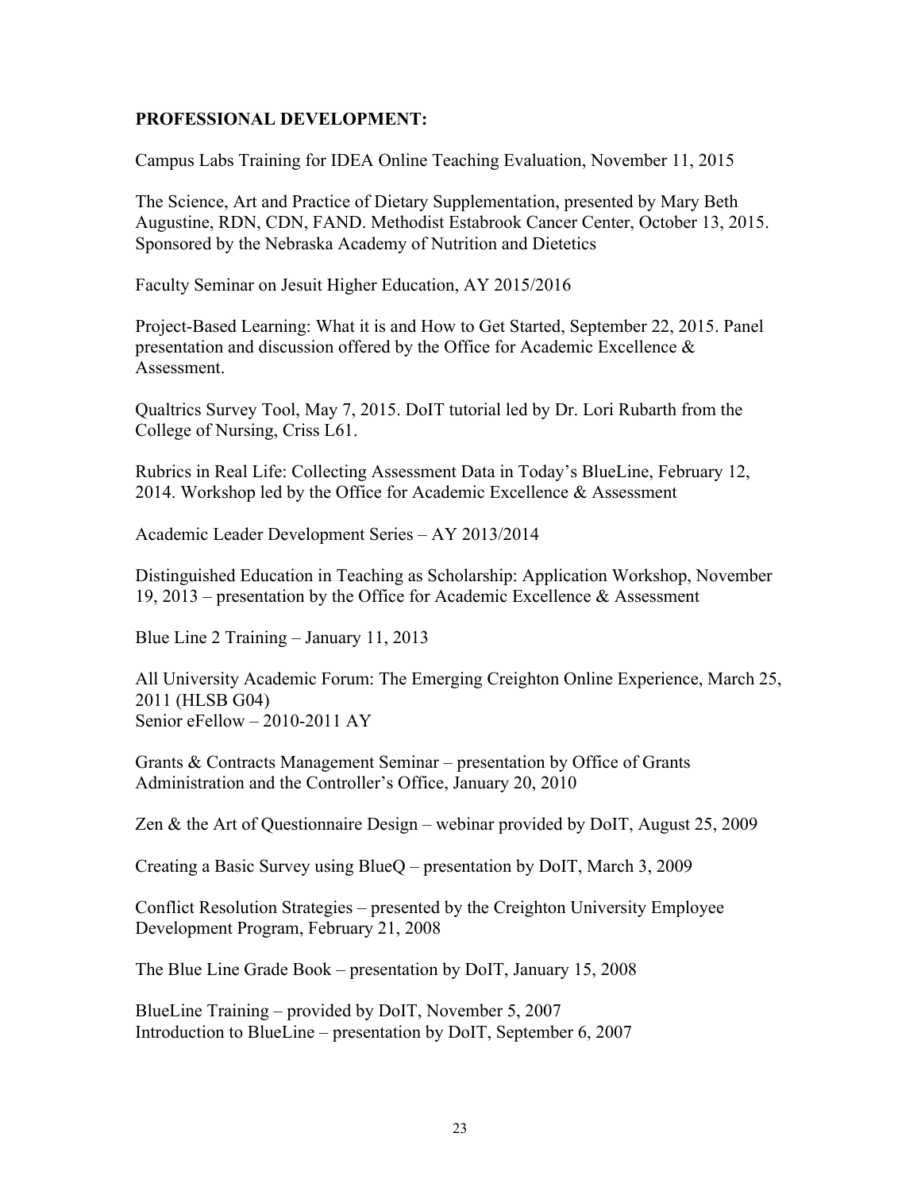**PROFESSIONAL DEVELOPMENT:**

Campus Labs Training for IDEA Online Teaching Evaluation, November 11, 2015

The Science, Art and Practice of Dietary Supplementation, presented by Mary Beth Augustine, RDN, CDN, FAND. Methodist Estabrook Cancer Center, October 13, 2015. Sponsored by the Nebraska Academy of Nutrition and Dietetics

Faculty Seminar on Jesuit Higher Education, AY 2015/2016

Project-Based Learning: What it is and How to Get Started, September 22, 2015. Panel presentation and discussion offered by the Office for Academic Excellence & Assessment.

Qualtrics Survey Tool, May 7, 2015. DoIT tutorial led by Dr. Lori Rubarth from the College of Nursing, Criss L61.

Rubrics in Real Life: Collecting Assessment Data in Today's BlueLine, February 12, 2014. Workshop led by the Office for Academic Excellence & Assessment

Academic Leader Development Series – AY 2013/2014

Distinguished Education in Teaching as Scholarship: Application Workshop, November 19, 2013 – presentation by the Office for Academic Excellence & Assessment

Blue Line 2 Training – January 11, 2013

All University Academic Forum: The Emerging Creighton Online Experience, March 25, 2011 (HLSB G04)
Senior eFellow – 2010-2011 AY

Grants & Contracts Management Seminar – presentation by Office of Grants Administration and the Controller's Office, January 20, 2010

Zen & the Art of Questionnaire Design – webinar provided by DoIT, August 25, 2009

Creating a Basic Survey using BlueQ – presentation by DoIT, March 3, 2009

Conflict Resolution Strategies – presented by the Creighton University Employee Development Program, February 21, 2008

The Blue Line Grade Book – presentation by DoIT, January 15, 2008

BlueLine Training – provided by DoIT, November 5, 2007
Introduction to BlueLine – presentation by DoIT, September 6, 2007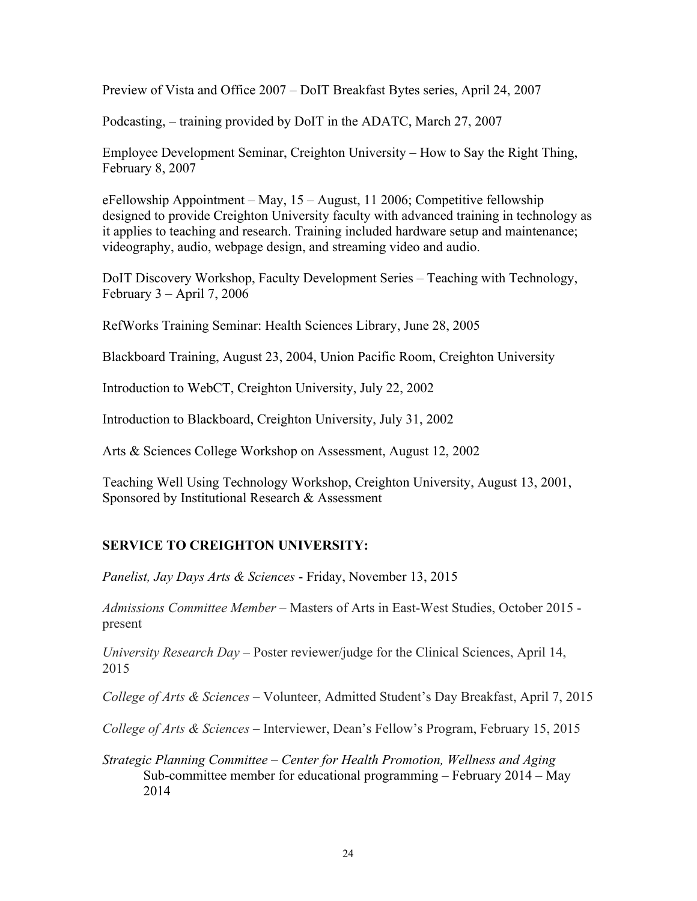Preview of Vista and Office 2007 – DoIT Breakfast Bytes series, April 24, 2007

Podcasting, – training provided by DoIT in the ADATC, March 27, 2007

Employee Development Seminar, Creighton University – How to Say the Right Thing, February 8, 2007

eFellowship Appointment – May, 15 – August, 11 2006; Competitive fellowship designed to provide Creighton University faculty with advanced training in technology as it applies to teaching and research. Training included hardware setup and maintenance; videography, audio, webpage design, and streaming video and audio.

DoIT Discovery Workshop, Faculty Development Series – Teaching with Technology, February 3 – April 7, 2006

RefWorks Training Seminar: Health Sciences Library, June 28, 2005

Blackboard Training, August 23, 2004, Union Pacific Room, Creighton University

Introduction to WebCT, Creighton University, July 22, 2002

Introduction to Blackboard, Creighton University, July 31, 2002

Arts & Sciences College Workshop on Assessment, August 12, 2002

Teaching Well Using Technology Workshop, Creighton University, August 13, 2001, Sponsored by Institutional Research & Assessment

## SERVICE TO CREIGHTON UNIVERSITY:

*Panelist, Jay Days Arts & Sciences* - Friday, November 13, 2015

*Admissions Committee Member* – Masters of Arts in East-West Studies, October 2015 - present

*University Research Day* – Poster reviewer/judge for the Clinical Sciences, April 14, 2015

*College of Arts & Sciences* – Volunteer, Admitted Student's Day Breakfast, April 7, 2015

*College of Arts & Sciences* – Interviewer, Dean's Fellow's Program, February 15, 2015

*Strategic Planning Committee – Center for Health Promotion, Wellness and Aging*
Sub-committee member for educational programming – February 2014 – May 2014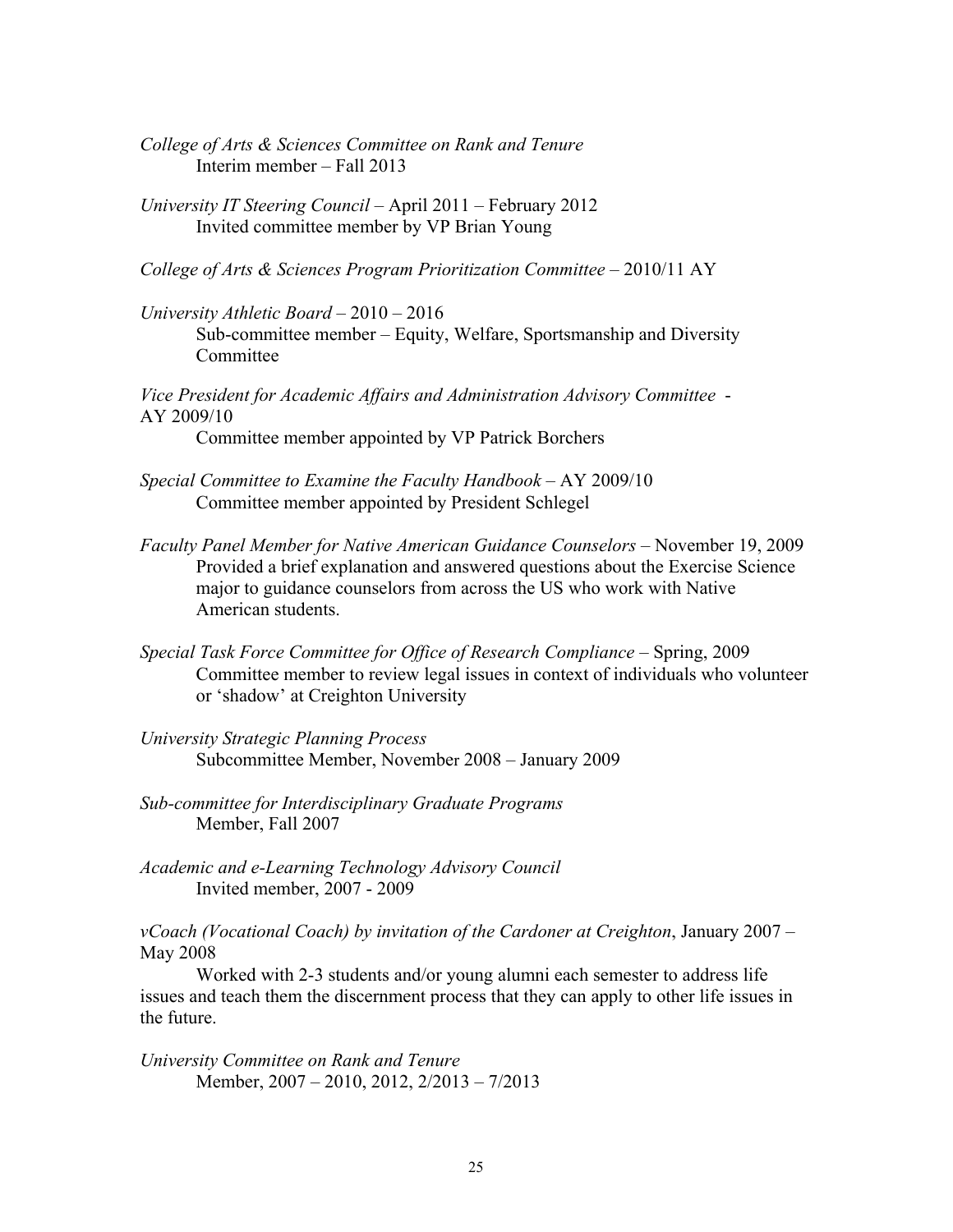*College of Arts & Sciences Committee on Rank and Tenure*
Interim member – Fall 2013

*University IT Steering Council* – April 2011 – February 2012
Invited committee member by VP Brian Young

*College of Arts & Sciences Program Prioritization Committee* – 2010/11 AY

*University Athletic Board* – 2010 – 2016
Sub-committee member – Equity, Welfare, Sportsmanship and Diversity Committee

*Vice President for Academic Affairs and Administration Advisory Committee* - AY 2009/10
Committee member appointed by VP Patrick Borchers

*Special Committee to Examine the Faculty Handbook* – AY 2009/10
Committee member appointed by President Schlegel

*Faculty Panel Member for Native American Guidance Counselors* – November 19, 2009
Provided a brief explanation and answered questions about the Exercise Science major to guidance counselors from across the US who work with Native American students.

*Special Task Force Committee for Office of Research Compliance* – Spring, 2009
Committee member to review legal issues in context of individuals who volunteer or 'shadow' at Creighton University

*University Strategic Planning Process*
Subcommittee Member, November 2008 – January 2009

*Sub-committee for Interdisciplinary Graduate Programs*
Member, Fall 2007

*Academic and e-Learning Technology Advisory Council*
Invited member, 2007 - 2009

*vCoach (Vocational Coach) by invitation of the Cardoner at Creighton*, January 2007 – May 2008

Worked with 2-3 students and/or young alumni each semester to address life issues and teach them the discernment process that they can apply to other life issues in the future.

*University Committee on Rank and Tenure*
Member, 2007 – 2010, 2012, 2/2013 – 7/2013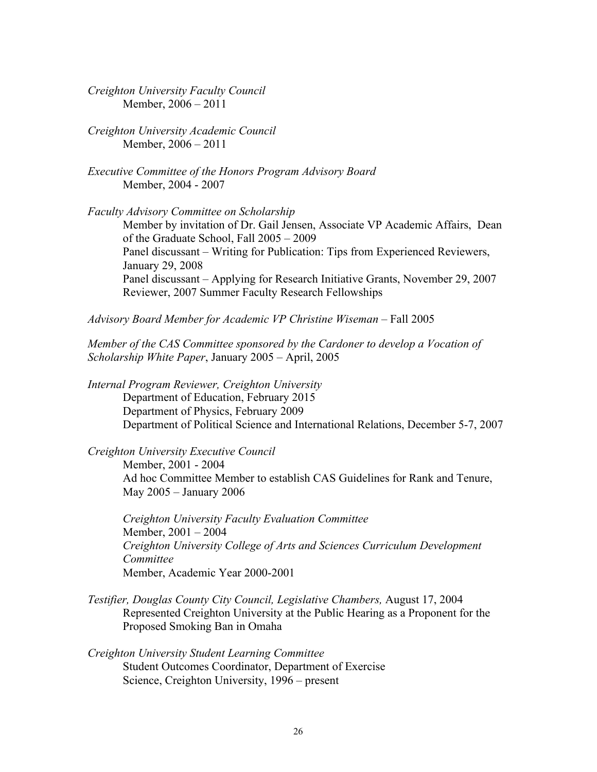*Creighton University Faculty Council*
Member, 2006 – 2011

*Creighton University Academic Council*
Member, 2006 – 2011

*Executive Committee of the Honors Program Advisory Board*
Member, 2004 - 2007

*Faculty Advisory Committee on Scholarship*
Member by invitation of Dr. Gail Jensen, Associate VP Academic Affairs, Dean of the Graduate School, Fall 2005 – 2009
Panel discussant – Writing for Publication: Tips from Experienced Reviewers, January 29, 2008
Panel discussant – Applying for Research Initiative Grants, November 29, 2007
Reviewer, 2007 Summer Faculty Research Fellowships

*Advisory Board Member for Academic VP Christine Wiseman* – Fall 2005

*Member of the CAS Committee sponsored by the Cardoner to develop a Vocation of Scholarship White Paper*, January 2005 – April, 2005

*Internal Program Reviewer, Creighton University*
Department of Education, February 2015
Department of Physics, February 2009
Department of Political Science and International Relations, December 5-7, 2007

*Creighton University Executive Council*
Member, 2001 - 2004
Ad hoc Committee Member to establish CAS Guidelines for Rank and Tenure, May 2005 – January 2006

*Creighton University Faculty Evaluation Committee*
Member, 2001 – 2004
*Creighton University College of Arts and Sciences Curriculum Development Committee*
Member, Academic Year 2000-2001

*Testifier, Douglas County City Council, Legislative Chambers,* August 17, 2004
Represented Creighton University at the Public Hearing as a Proponent for the Proposed Smoking Ban in Omaha

*Creighton University Student Learning Committee*
Student Outcomes Coordinator, Department of Exercise Science, Creighton University, 1996 – present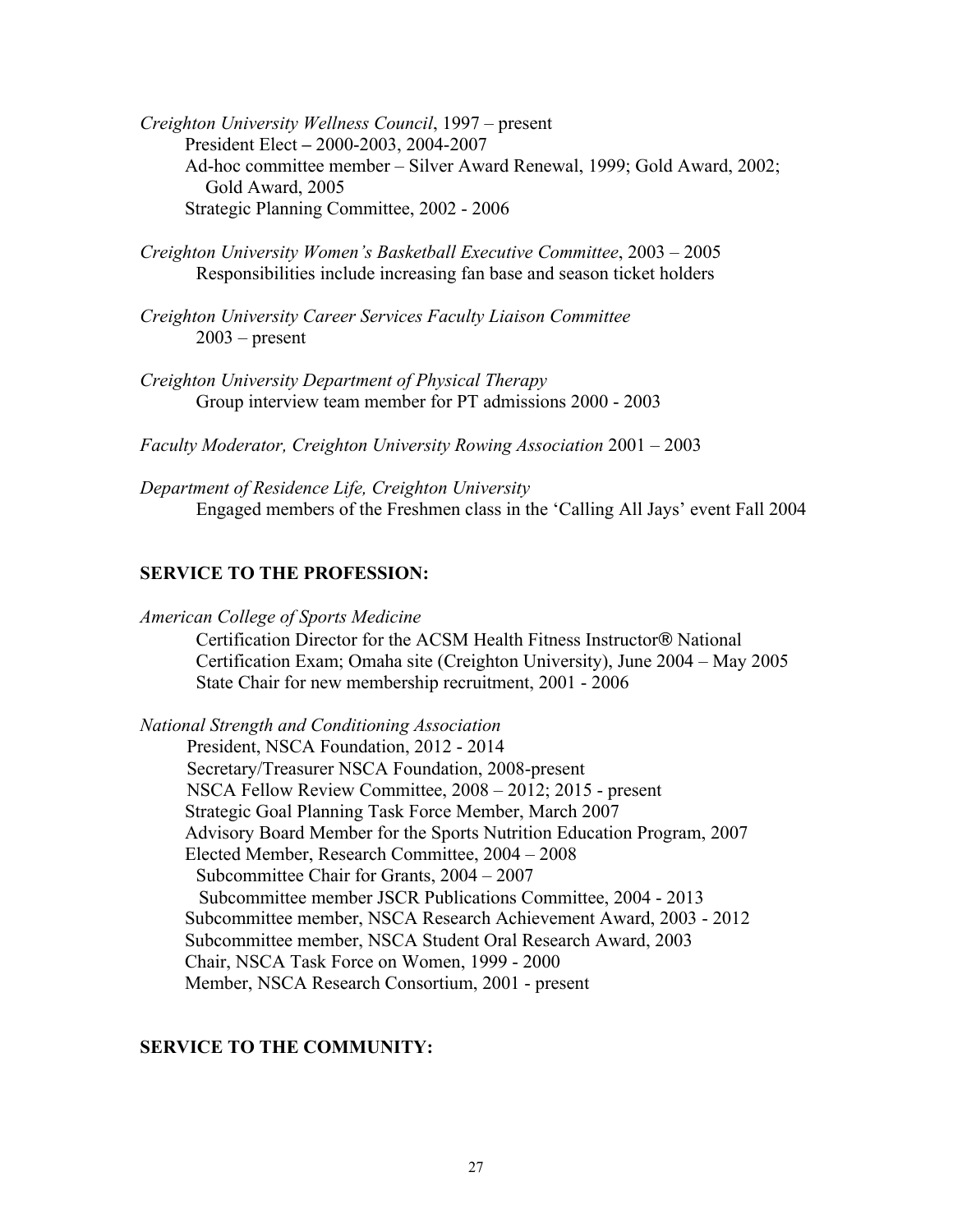*Creighton University Wellness Council*, 1997 – present
President Elect – 2000-2003, 2004-2007
Ad-hoc committee member – Silver Award Renewal, 1999; Gold Award, 2002; Gold Award, 2005
Strategic Planning Committee, 2002 - 2006

*Creighton University Women's Basketball Executive Committee*, 2003 – 2005
Responsibilities include increasing fan base and season ticket holders

*Creighton University Career Services Faculty Liaison Committee*
2003 – present

*Creighton University Department of Physical Therapy*
Group interview team member for PT admissions 2000 - 2003

*Faculty Moderator, Creighton University Rowing Association* 2001 – 2003

*Department of Residence Life, Creighton University*
Engaged members of the Freshmen class in the 'Calling All Jays' event Fall 2004

## SERVICE TO THE PROFESSION:

*American College of Sports Medicine*
Certification Director for the ACSM Health Fitness Instructor® National Certification Exam; Omaha site (Creighton University), June 2004 – May 2005
State Chair for new membership recruitment, 2001 - 2006

*National Strength and Conditioning Association*
President, NSCA Foundation, 2012 - 2014
Secretary/Treasurer NSCA Foundation, 2008-present
NSCA Fellow Review Committee, 2008 – 2012; 2015 - present
Strategic Goal Planning Task Force Member, March 2007
Advisory Board Member for the Sports Nutrition Education Program, 2007
Elected Member, Research Committee, 2004 – 2008
Subcommittee Chair for Grants, 2004 – 2007
Subcommittee member JSCR Publications Committee, 2004 - 2013
Subcommittee member, NSCA Research Achievement Award, 2003 - 2012
Subcommittee member, NSCA Student Oral Research Award, 2003
Chair, NSCA Task Force on Women, 1999 - 2000
Member, NSCA Research Consortium, 2001 - present

## SERVICE TO THE COMMUNITY: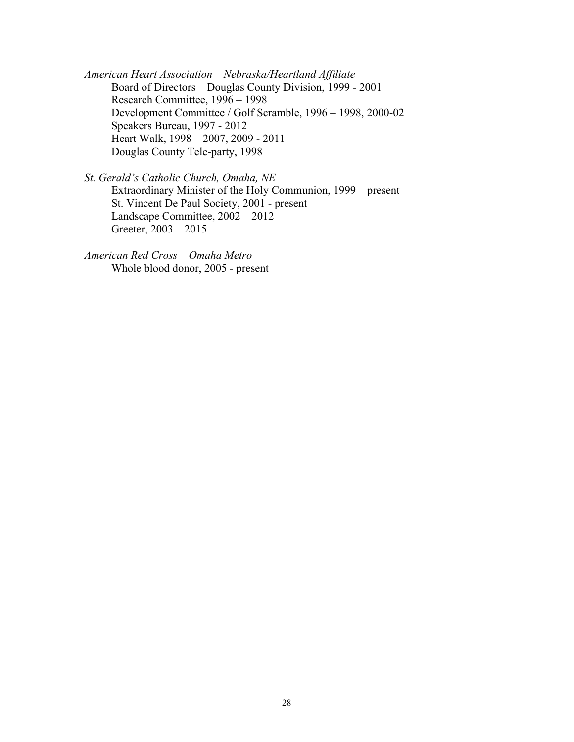*American Heart Association – Nebraska/Heartland Affiliate*

Board of Directors – Douglas County Division, 1999 - 2001
Research Committee, 1996 – 1998
Development Committee / Golf Scramble, 1996 – 1998, 2000-02
Speakers Bureau, 1997 - 2012
Heart Walk, 1998 – 2007, 2009 - 2011
Douglas County Tele-party, 1998

*St. Gerald's Catholic Church, Omaha, NE*

Extraordinary Minister of the Holy Communion, 1999 – present
St. Vincent De Paul Society, 2001 - present
Landscape Committee, 2002 – 2012
Greeter, 2003 – 2015

*American Red Cross – Omaha Metro*

Whole blood donor, 2005 - present